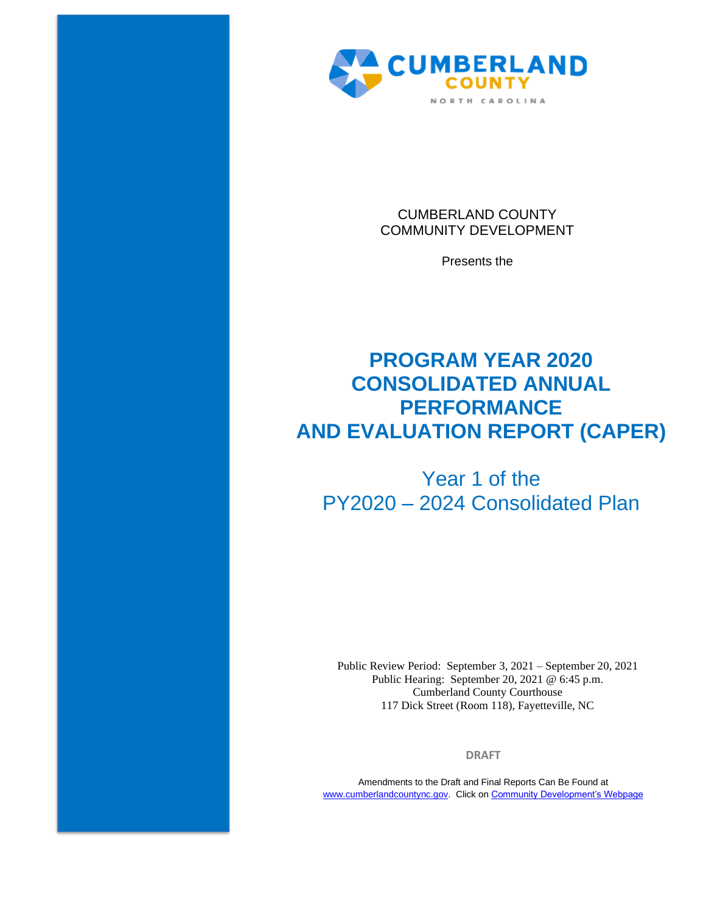CUMBERLAND COUNTY

NORTH CAROLINA

CUMBERLAND COUNTY
COMMUNITY DEVELOPMENT

Presents the

# PROGRAM YEAR 2020 CONSOLIDATED ANNUAL PERFORMANCE AND EVALUATION REPORT (CAPER)

## Year 1 of the PY2020 – 2024 Consolidated Plan

Public Review Period: September 3, 2021 – September 20, 2021
Public Hearing: September 20, 2021 @ 6:45 p.m.
Cumberland County Courthouse
117 Dick Street (Room 118), Fayetteville, NC

**DRAFT**

Amendments to the Draft and Final Reports Can Be Found at
www.cumberlandcountync.gov. Click on Community Development's Webpage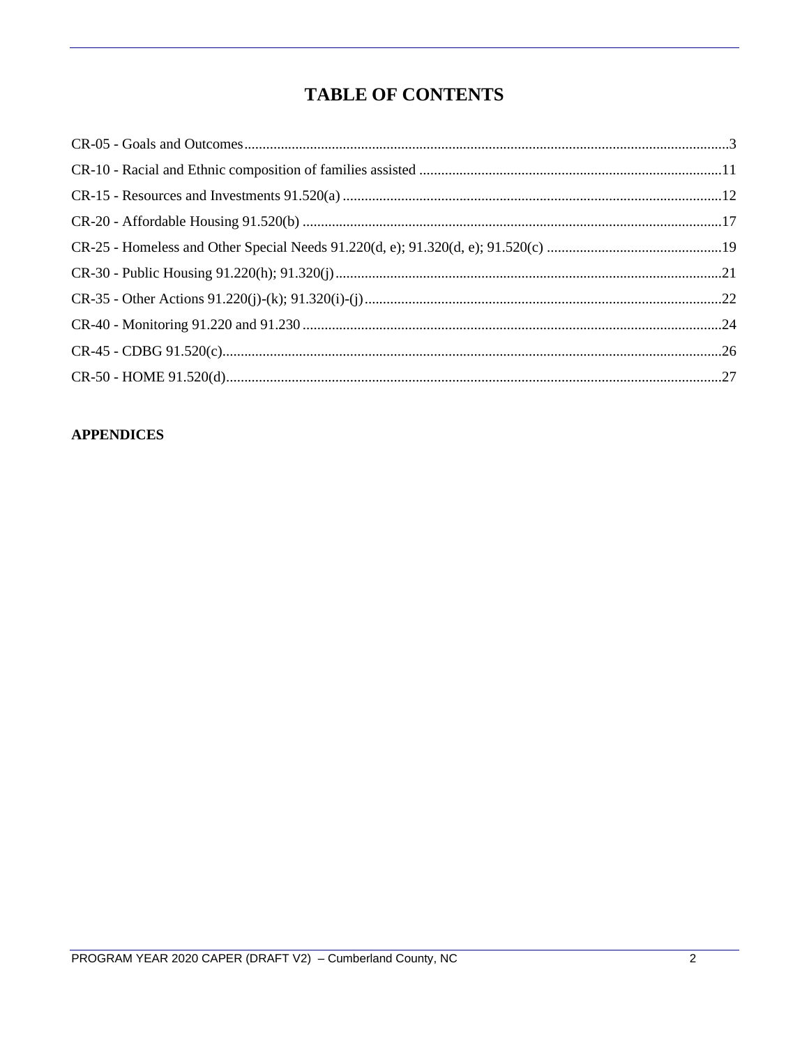# TABLE OF CONTENTS

CR-05 - Goals and Outcomes....3

CR-10 - Racial and Ethnic composition of families assisted....11

CR-15 - Resources and Investments 91.520(a)....12

CR-20 - Affordable Housing 91.520(b)....17

CR-25 - Homeless and Other Special Needs 91.220(d, e); 91.320(d, e); 91.520(c)....19

CR-30 - Public Housing 91.220(h); 91.320(j)....21

CR-35 - Other Actions 91.220(j)-(k); 91.320(i)-(j)....22

CR-40 - Monitoring 91.220 and 91.230....24

CR-45 - CDBG 91.520(c)....26

CR-50 - HOME 91.520(d)....27

**APPENDICES**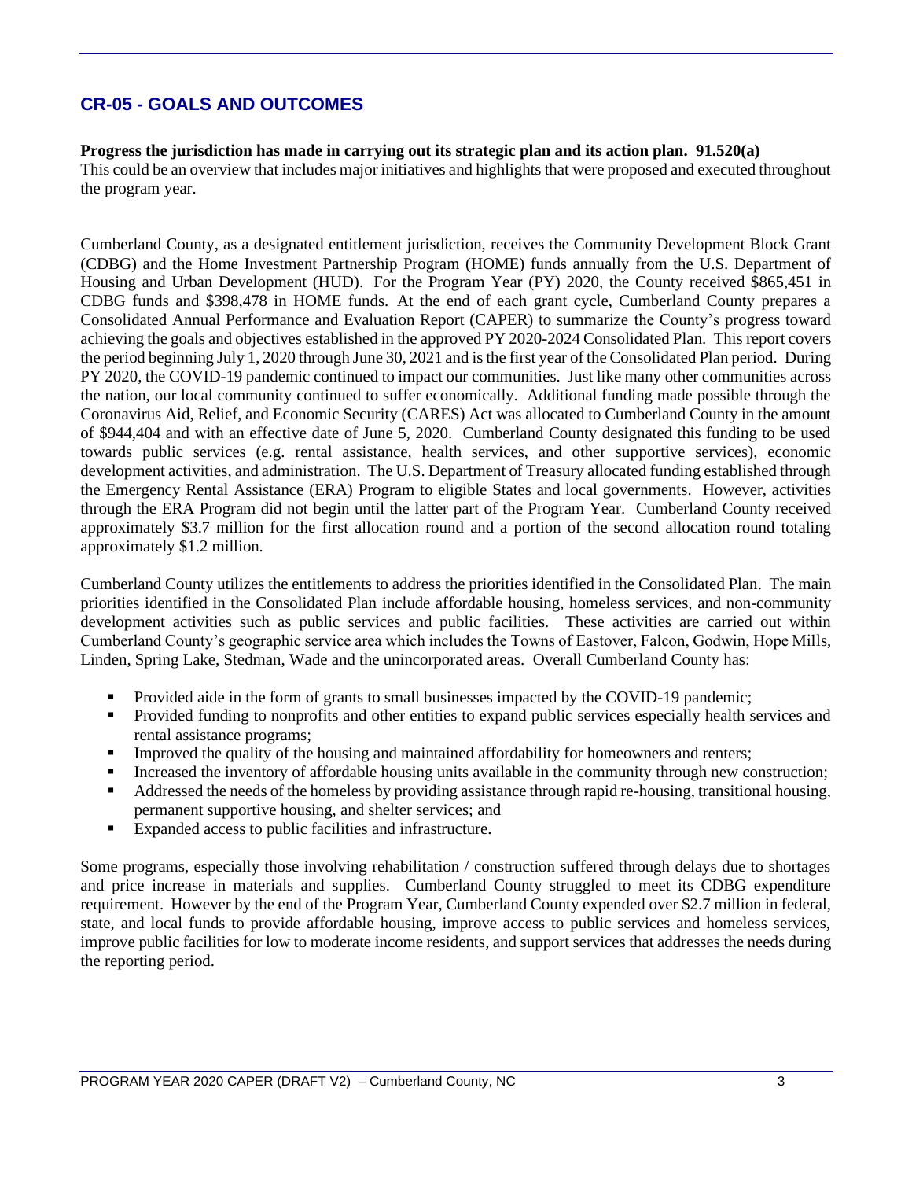## CR-05 - GOALS AND OUTCOMES

**Progress the jurisdiction has made in carrying out its strategic plan and its action plan. 91.520(a)**
This could be an overview that includes major initiatives and highlights that were proposed and executed throughout the program year.

Cumberland County, as a designated entitlement jurisdiction, receives the Community Development Block Grant (CDBG) and the Home Investment Partnership Program (HOME) funds annually from the U.S. Department of Housing and Urban Development (HUD). For the Program Year (PY) 2020, the County received $865,451 in CDBG funds and $398,478 in HOME funds. At the end of each grant cycle, Cumberland County prepares a Consolidated Annual Performance and Evaluation Report (CAPER) to summarize the County's progress toward achieving the goals and objectives established in the approved PY 2020-2024 Consolidated Plan. This report covers the period beginning July 1, 2020 through June 30, 2021 and is the first year of the Consolidated Plan period. During PY 2020, the COVID-19 pandemic continued to impact our communities. Just like many other communities across the nation, our local community continued to suffer economically. Additional funding made possible through the Coronavirus Aid, Relief, and Economic Security (CARES) Act was allocated to Cumberland County in the amount of $944,404 and with an effective date of June 5, 2020. Cumberland County designated this funding to be used towards public services (e.g. rental assistance, health services, and other supportive services), economic development activities, and administration. The U.S. Department of Treasury allocated funding established through the Emergency Rental Assistance (ERA) Program to eligible States and local governments. However, activities through the ERA Program did not begin until the latter part of the Program Year. Cumberland County received approximately $3.7 million for the first allocation round and a portion of the second allocation round totaling approximately $1.2 million.

Cumberland County utilizes the entitlements to address the priorities identified in the Consolidated Plan. The main priorities identified in the Consolidated Plan include affordable housing, homeless services, and non-community development activities such as public services and public facilities. These activities are carried out within Cumberland County's geographic service area which includes the Towns of Eastover, Falcon, Godwin, Hope Mills, Linden, Spring Lake, Stedman, Wade and the unincorporated areas. Overall Cumberland County has:

- Provided aide in the form of grants to small businesses impacted by the COVID-19 pandemic;
- Provided funding to nonprofits and other entities to expand public services especially health services and rental assistance programs;
- Improved the quality of the housing and maintained affordability for homeowners and renters;
- Increased the inventory of affordable housing units available in the community through new construction;
- Addressed the needs of the homeless by providing assistance through rapid re-housing, transitional housing, permanent supportive housing, and shelter services; and
- Expanded access to public facilities and infrastructure.

Some programs, especially those involving rehabilitation / construction suffered through delays due to shortages and price increase in materials and supplies. Cumberland County struggled to meet its CDBG expenditure requirement. However by the end of the Program Year, Cumberland County expended over $2.7 million in federal, state, and local funds to provide affordable housing, improve access to public services and homeless services, improve public facilities for low to moderate income residents, and support services that addresses the needs during the reporting period.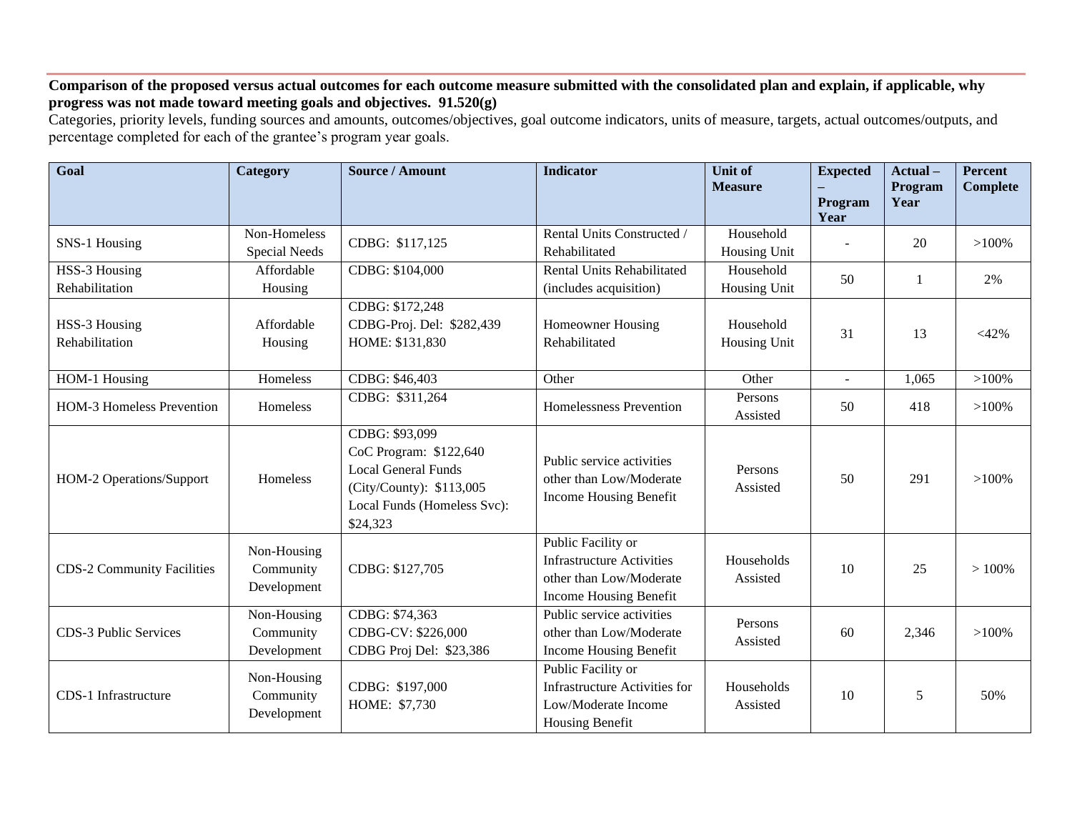**Comparison of the proposed versus actual outcomes for each outcome measure submitted with the consolidated plan and explain, if applicable, why progress was not made toward meeting goals and objectives. 91.520(g)**

Categories, priority levels, funding sources and amounts, outcomes/objectives, goal outcome indicators, units of measure, targets, actual outcomes/outputs, and percentage completed for each of the grantee's program year goals.

| Goal | Category | Source / Amount | Indicator | Unit of Measure | Expected – Program Year | Actual – Program Year | Percent Complete |
|---|---|---|---|---|---|---|---|
| SNS-1 Housing | Non-Homeless Special Needs | CDBG: $117,125 | Rental Units Constructed / Rehabilitated | Household Housing Unit | - | 20 | >100% |
| HSS-3 Housing Rehabilitation | Affordable Housing | CDBG: $104,000 | Rental Units Rehabilitated (includes acquisition) | Household Housing Unit | 50 | 1 | 2% |
| HSS-3 Housing Rehabilitation | Affordable Housing | CDBG: $172,248<br>CDBG-Proj. Del: $282,439<br>HOME: $131,830 | Homeowner Housing Rehabilitated | Household Housing Unit | 31 | 13 | <42% |
| HOM-1 Housing | Homeless | CDBG: $46,403 | Other | Other | - | 1,065 | >100% |
| HOM-3 Homeless Prevention | Homeless | CDBG: $311,264 | Homelessness Prevention | Persons Assisted | 50 | 418 | >100% |
| HOM-2 Operations/Support | Homeless | CDBG: $93,099<br>CoC Program: $122,640<br>Local General Funds (City/County): $113,005<br>Local Funds (Homeless Svc): $24,323 | Public service activities other than Low/Moderate Income Housing Benefit | Persons Assisted | 50 | 291 | >100% |
| CDS-2 Community Facilities | Non-Housing Community Development | CDBG: $127,705 | Public Facility or Infrastructure Activities other than Low/Moderate Income Housing Benefit | Households Assisted | 10 | 25 | > 100% |
| CDS-3 Public Services | Non-Housing Community Development | CDBG: $74,363<br>CDBG-CV: $226,000<br>CDBG Proj Del: $23,386 | Public service activities other than Low/Moderate Income Housing Benefit | Persons Assisted | 60 | 2,346 | >100% |
| CDS-1 Infrastructure | Non-Housing Community Development | CDBG: $197,000<br>HOME: $7,730 | Public Facility or Infrastructure Activities for Low/Moderate Income Housing Benefit | Households Assisted | 10 | 5 | 50% |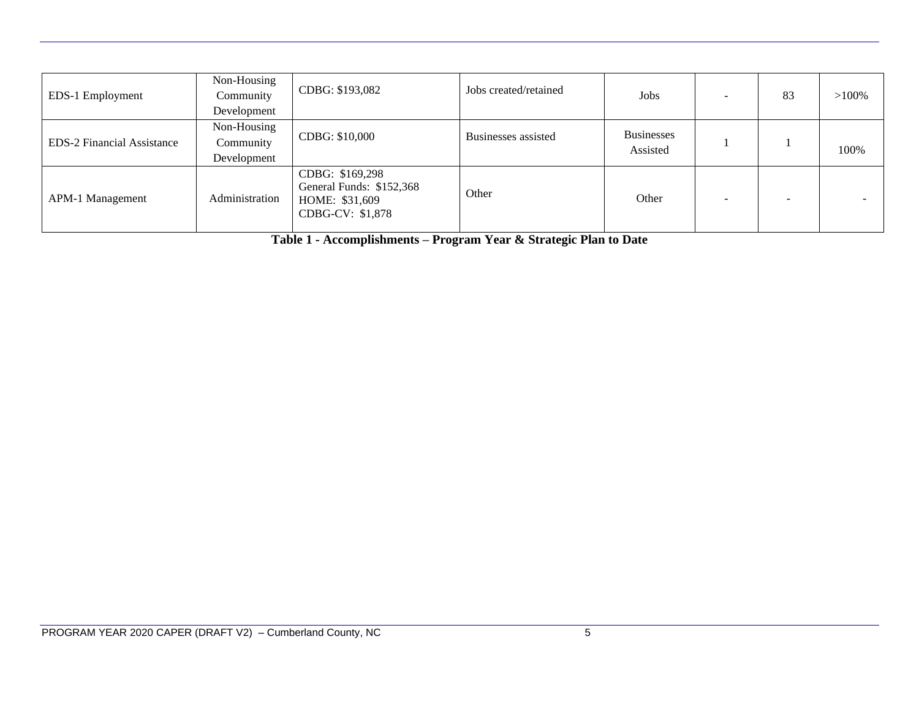| | | | | | | | |
|---|---|---|---|---|---|---|---|
| EDS-1 Employment | Non-Housing Community Development | CDBG: $193,082 | Jobs created/retained | Jobs | - | 83 | >100% |
| EDS-2 Financial Assistance | Non-Housing Community Development | CDBG: $10,000 | Businesses assisted | Businesses Assisted | 1 | 1 | 100% |
| APM-1 Management | Administration | CDBG: $169,298<br>General Funds: $152,368<br>HOME: $31,609<br>CDBG-CV: $1,878 | Other | Other | - | - | - |

**Table 1 - Accomplishments – Program Year & Strategic Plan to Date**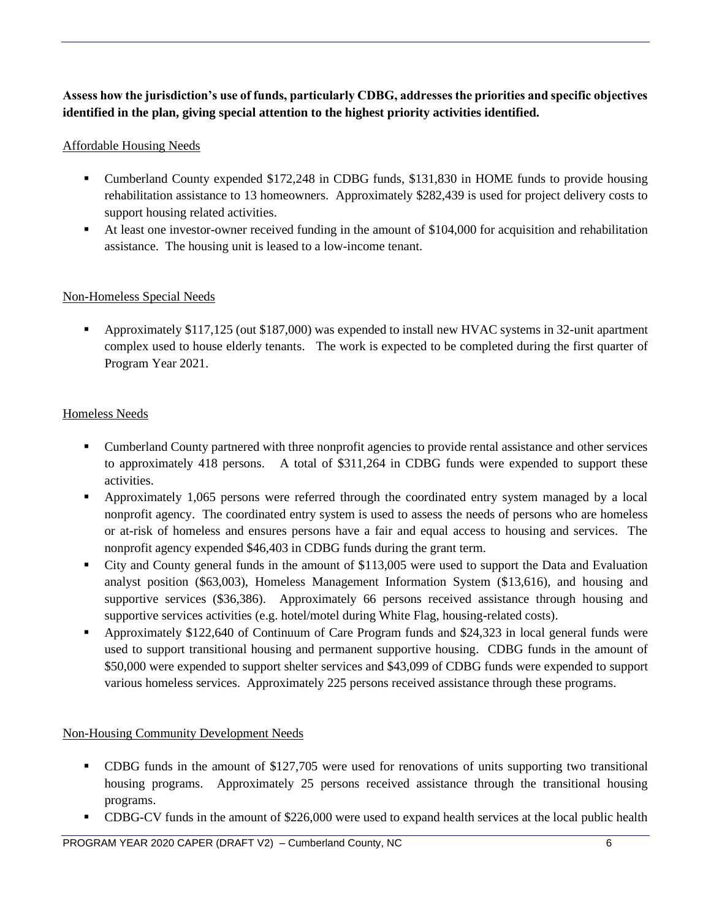**Assess how the jurisdiction's use of funds, particularly CDBG, addresses the priorities and specific objectives identified in the plan, giving special attention to the highest priority activities identified.**

Affordable Housing Needs

- Cumberland County expended $172,248 in CDBG funds, $131,830 in HOME funds to provide housing rehabilitation assistance to 13 homeowners. Approximately $282,439 is used for project delivery costs to support housing related activities.
- At least one investor-owner received funding in the amount of $104,000 for acquisition and rehabilitation assistance. The housing unit is leased to a low-income tenant.

Non-Homeless Special Needs

- Approximately $117,125 (out $187,000) was expended to install new HVAC systems in 32-unit apartment complex used to house elderly tenants. The work is expected to be completed during the first quarter of Program Year 2021.

Homeless Needs

- Cumberland County partnered with three nonprofit agencies to provide rental assistance and other services to approximately 418 persons. A total of $311,264 in CDBG funds were expended to support these activities.
- Approximately 1,065 persons were referred through the coordinated entry system managed by a local nonprofit agency. The coordinated entry system is used to assess the needs of persons who are homeless or at-risk of homeless and ensures persons have a fair and equal access to housing and services. The nonprofit agency expended $46,403 in CDBG funds during the grant term.
- City and County general funds in the amount of $113,005 were used to support the Data and Evaluation analyst position ($63,003), Homeless Management Information System ($13,616), and housing and supportive services ($36,386). Approximately 66 persons received assistance through housing and supportive services activities (e.g. hotel/motel during White Flag, housing-related costs).
- Approximately $122,640 of Continuum of Care Program funds and $24,323 in local general funds were used to support transitional housing and permanent supportive housing. CDBG funds in the amount of $50,000 were expended to support shelter services and $43,099 of CDBG funds were expended to support various homeless services. Approximately 225 persons received assistance through these programs.

Non-Housing Community Development Needs

- CDBG funds in the amount of $127,705 were used for renovations of units supporting two transitional housing programs. Approximately 25 persons received assistance through the transitional housing programs.
- CDBG-CV funds in the amount of $226,000 were used to expand health services at the local public health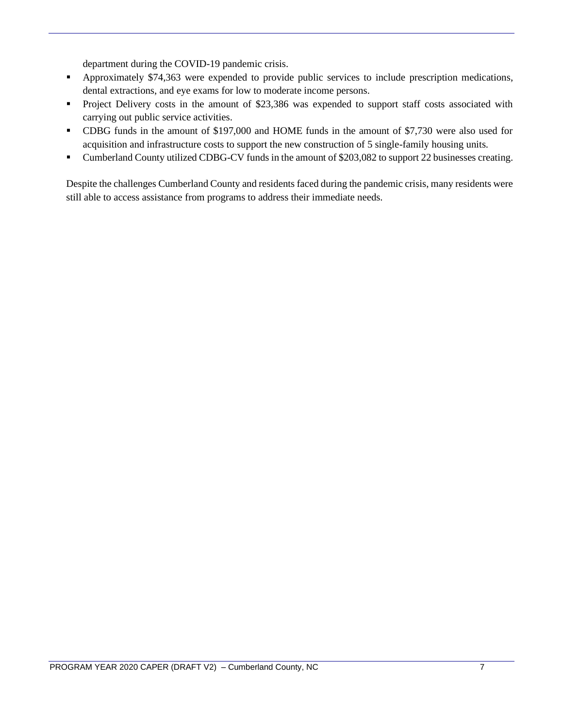department during the COVID-19 pandemic crisis.

- Approximately $74,363 were expended to provide public services to include prescription medications, dental extractions, and eye exams for low to moderate income persons.
- Project Delivery costs in the amount of $23,386 was expended to support staff costs associated with carrying out public service activities.
- CDBG funds in the amount of $197,000 and HOME funds in the amount of $7,730 were also used for acquisition and infrastructure costs to support the new construction of 5 single-family housing units.
- Cumberland County utilized CDBG-CV funds in the amount of $203,082 to support 22 businesses creating.

Despite the challenges Cumberland County and residents faced during the pandemic crisis, many residents were still able to access assistance from programs to address their immediate needs.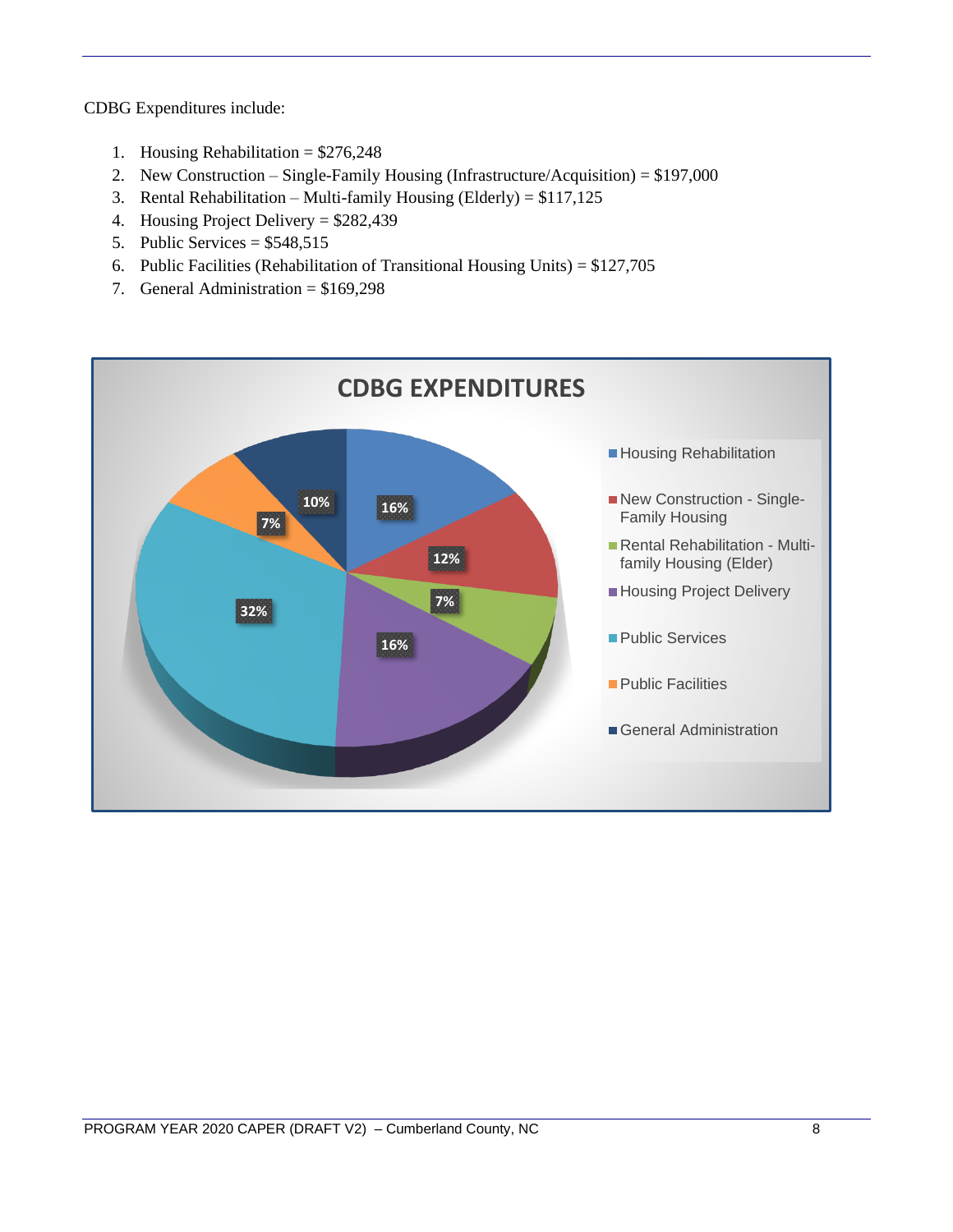CDBG Expenditures include:

1. Housing Rehabilitation = $276,248
2. New Construction – Single-Family Housing (Infrastructure/Acquisition) = $197,000
3. Rental Rehabilitation – Multi-family Housing (Elderly) = $117,125
4. Housing Project Delivery = $282,439
5. Public Services = $548,515
6. Public Facilities (Rehabilitation of Transitional Housing Units) = $127,705
7. General Administration = $169,298

**CDBG EXPENDITURES**

| Category | Percentage |
|---|---|
| Housing Rehabilitation | 16% |
| New Construction - Single-Family Housing | 12% |
| Rental Rehabilitation - Multi-family Housing (Elder) | 7% |
| Housing Project Delivery | 16% |
| Public Services | 32% |
| Public Facilities | 7% |
| General Administration | 10% |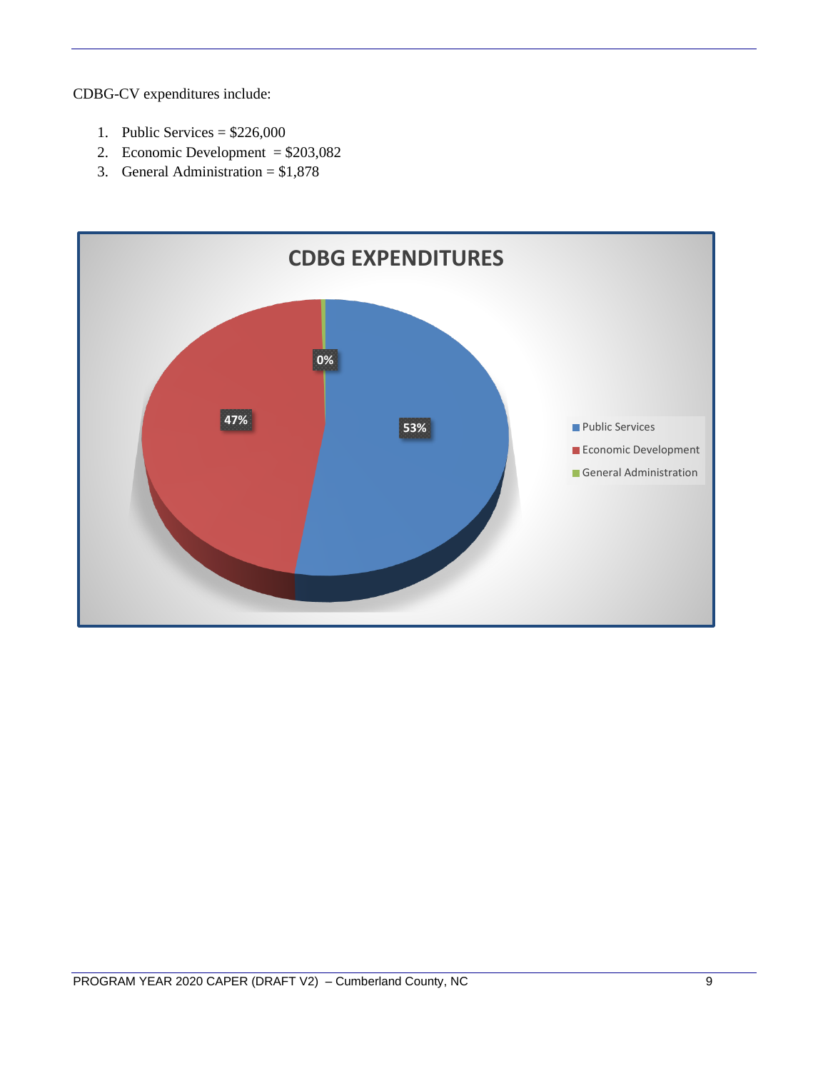CDBG-CV expenditures include:

1. Public Services = $226,000
2. Economic Development = $203,082
3. General Administration = $1,878

**CDBG EXPENDITURES**

| Category | Percentage |
|---|---|
| Public Services | 53% |
| Economic Development | 47% |
| General Administration | 0% |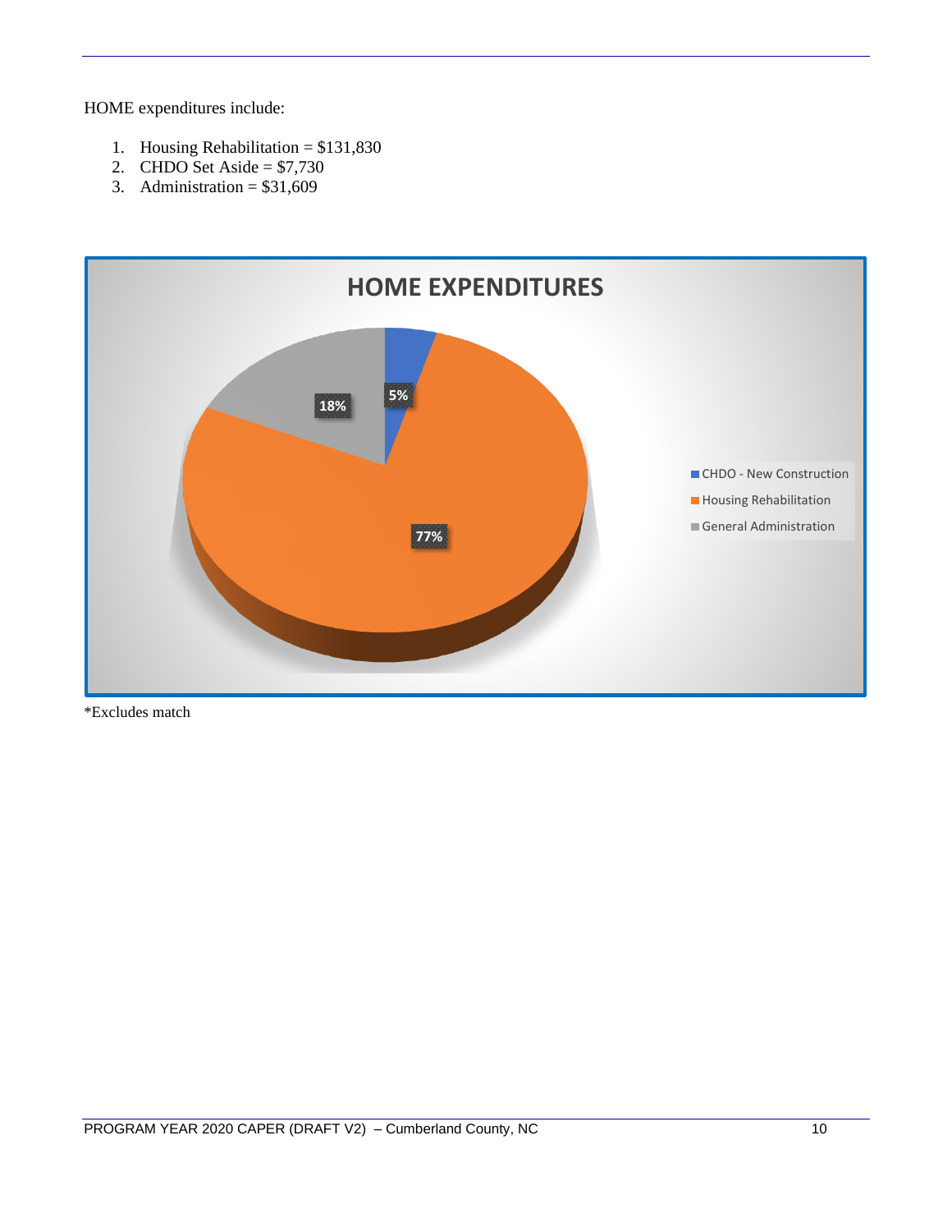HOME expenditures include:

1. Housing Rehabilitation = $131,830
2. CHDO Set Aside = $7,730
3. Administration = $31,609

**HOME EXPENDITURES**

| Category | Percentage |
|---|---|
| CHDO - New Construction | 5% |
| Housing Rehabilitation | 77% |
| General Administration | 18% |

*Excludes match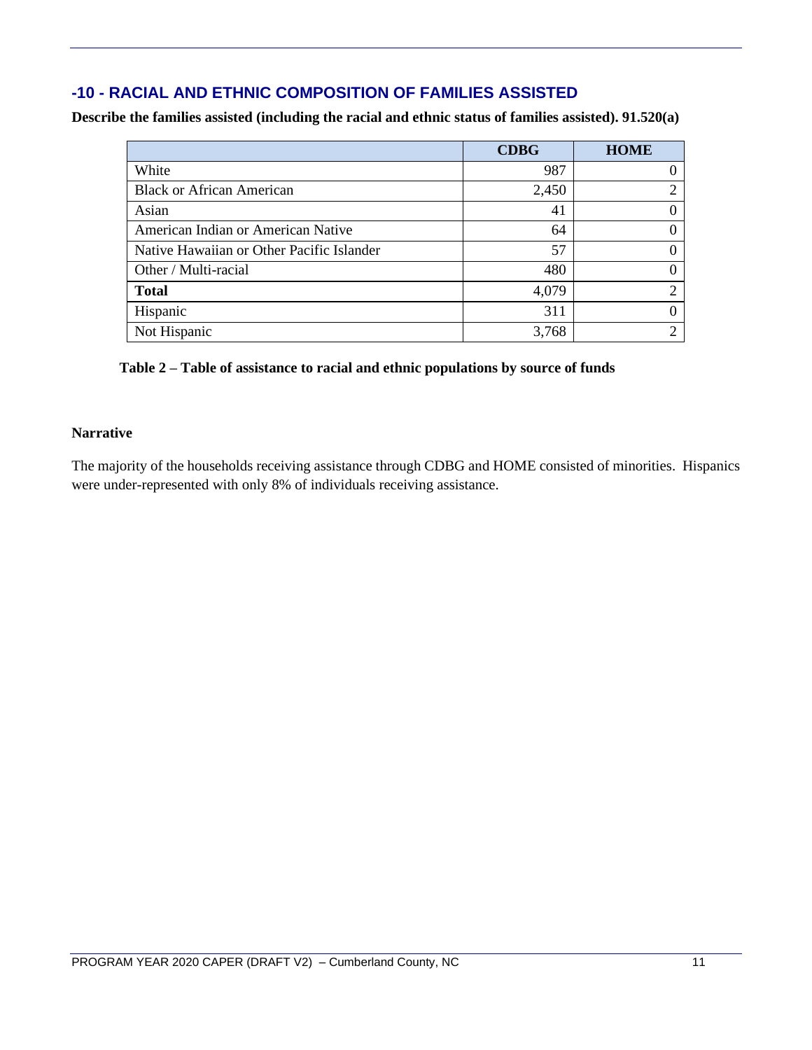## -10 - RACIAL AND ETHNIC COMPOSITION OF FAMILIES ASSISTED

**Describe the families assisted (including the racial and ethnic status of families assisted). 91.520(a)**

| | CDBG | HOME |
|---|---|---|
| White | 987 | 0 |
| Black or African American | 2,450 | 2 |
| Asian | 41 | 0 |
| American Indian or American Native | 64 | 0 |
| Native Hawaiian or Other Pacific Islander | 57 | 0 |
| Other / Multi-racial | 480 | 0 |
| **Total** | 4,079 | 2 |
| Hispanic | 311 | 0 |
| Not Hispanic | 3,768 | 2 |

**Table 2 – Table of assistance to racial and ethnic populations by source of funds**

**Narrative**

The majority of the households receiving assistance through CDBG and HOME consisted of minorities. Hispanics were under-represented with only 8% of individuals receiving assistance.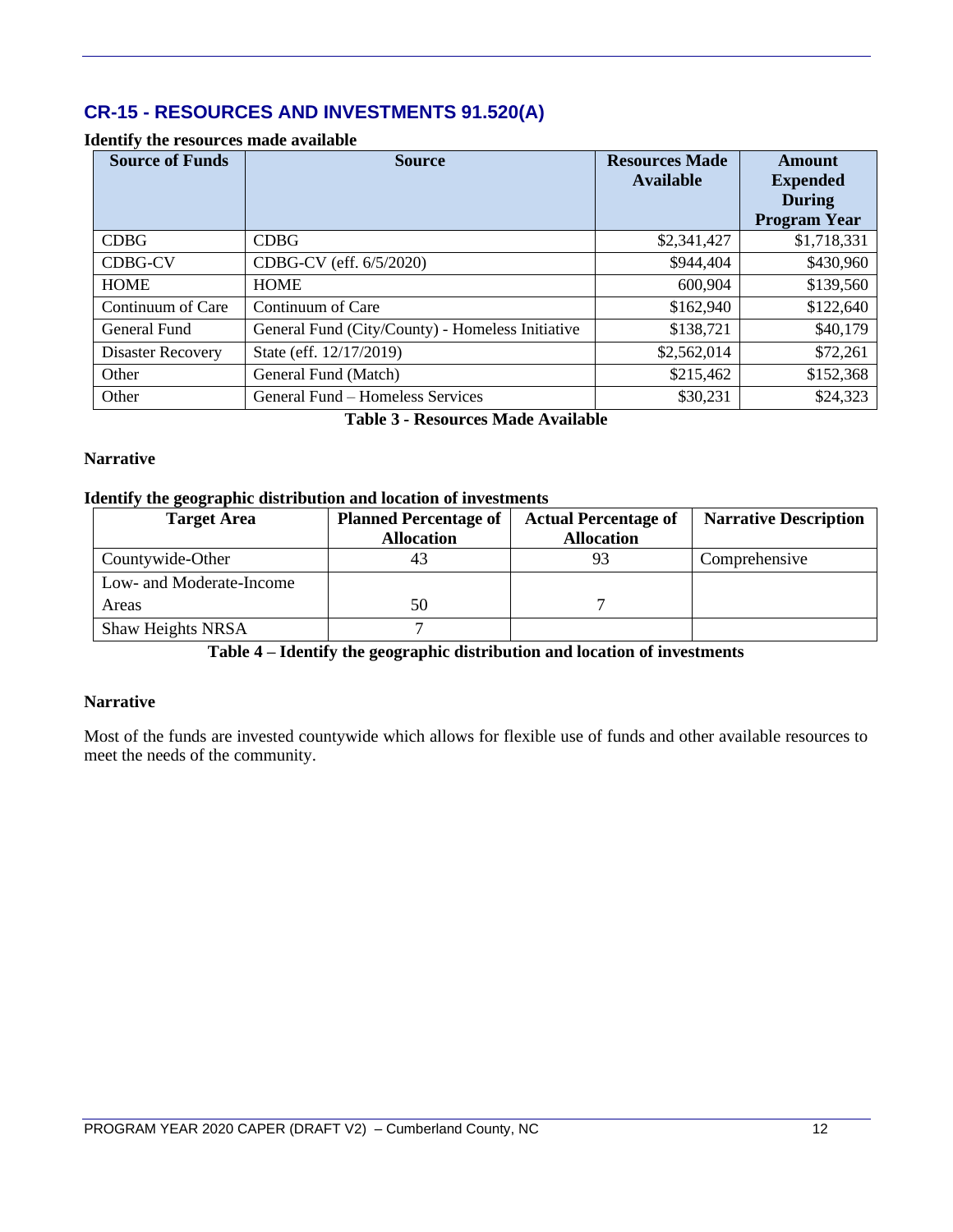## CR-15 - RESOURCES AND INVESTMENTS 91.520(A)

**Identify the resources made available**

| Source of Funds | Source | Resources Made Available | Amount Expended During Program Year |
|---|---|---|---|
| CDBG | CDBG | $2,341,427 | $1,718,331 |
| CDBG-CV | CDBG-CV (eff. 6/5/2020) | $944,404 | $430,960 |
| HOME | HOME | 600,904 | $139,560 |
| Continuum of Care | Continuum of Care | $162,940 | $122,640 |
| General Fund | General Fund (City/County) - Homeless Initiative | $138,721 | $40,179 |
| Disaster Recovery | State (eff. 12/17/2019) | $2,562,014 | $72,261 |
| Other | General Fund (Match) | $215,462 | $152,368 |
| Other | General Fund – Homeless Services | $30,231 | $24,323 |

**Table 3 - Resources Made Available**

**Narrative**

**Identify the geographic distribution and location of investments**

| Target Area | Planned Percentage of Allocation | Actual Percentage of Allocation | Narrative Description |
|---|---|---|---|
| Countywide-Other | 43 | 93 | Comprehensive |
| Low- and Moderate-Income Areas | 50 | 7 | |
| Shaw Heights NRSA | 7 | | |

**Table 4 – Identify the geographic distribution and location of investments**

**Narrative**

Most of the funds are invested countywide which allows for flexible use of funds and other available resources to meet the needs of the community.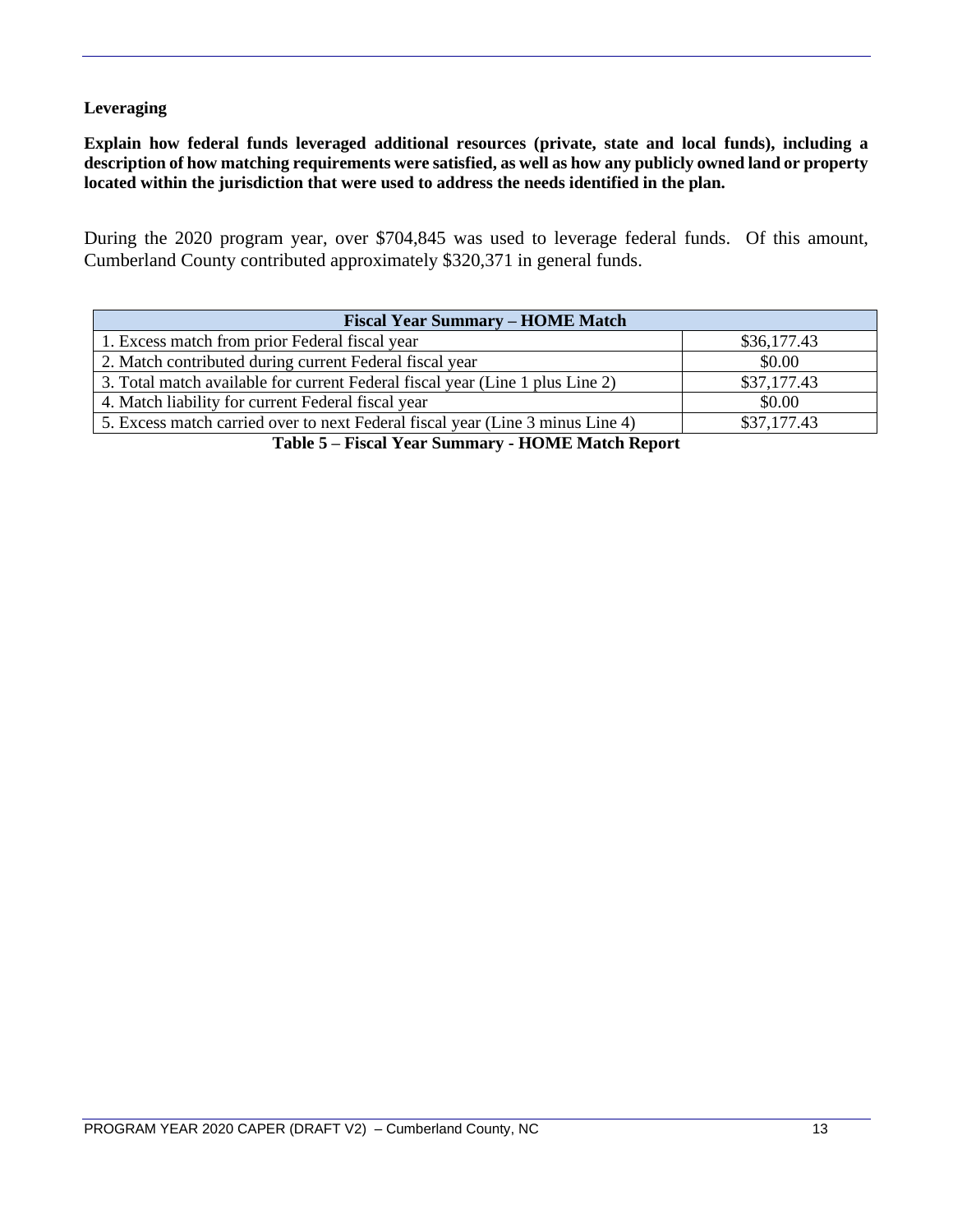**Leveraging**

**Explain how federal funds leveraged additional resources (private, state and local funds), including a description of how matching requirements were satisfied, as well as how any publicly owned land or property located within the jurisdiction that were used to address the needs identified in the plan.**

During the 2020 program year, over $704,845 was used to leverage federal funds. Of this amount, Cumberland County contributed approximately $320,371 in general funds.

| Fiscal Year Summary – HOME Match | |
|---|---|
| 1. Excess match from prior Federal fiscal year | $36,177.43 |
| 2. Match contributed during current Federal fiscal year | $0.00 |
| 3. Total match available for current Federal fiscal year (Line 1 plus Line 2) | $37,177.43 |
| 4. Match liability for current Federal fiscal year | $0.00 |
| 5. Excess match carried over to next Federal fiscal year (Line 3 minus Line 4) | $37,177.43 |

**Table 5 – Fiscal Year Summary - HOME Match Report**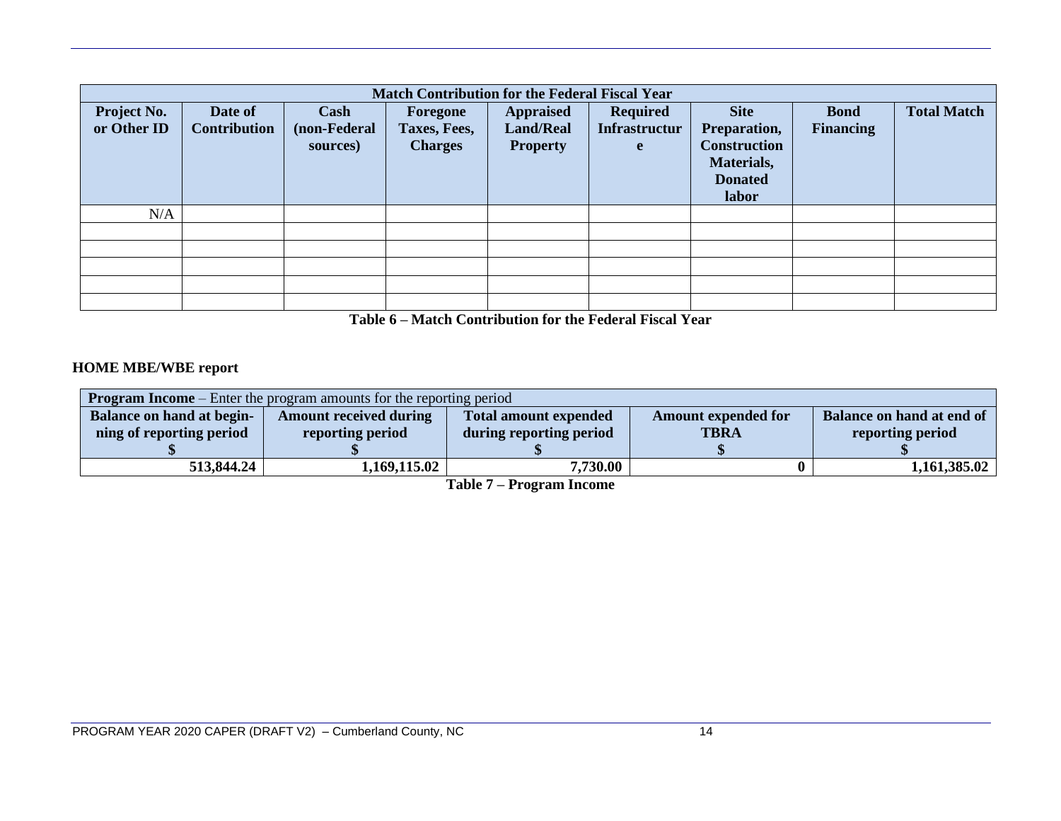| Match Contribution for the Federal Fiscal Year | | | | | | | | |
|---|---|---|---|---|---|---|---|---|
| **Project No. or Other ID** | **Date of Contribution** | **Cash (non-Federal sources)** | **Foregone Taxes, Fees, Charges** | **Appraised Land/Real Property** | **Required Infrastructure** | **Site Preparation, Construction Materials, Donated labor** | **Bond Financing** | **Total Match** |
| N/A | | | | | | | | |
| | | | | | | | | |
| | | | | | | | | |
| | | | | | | | | |
| | | | | | | | | |
| | | | | | | | | |

**Table 6 – Match Contribution for the Federal Fiscal Year**

**HOME MBE/WBE report**

| **Program Income** – Enter the program amounts for the reporting period | | | | |
|---|---|---|---|---|
| **Balance on hand at begin-ning of reporting period $** | **Amount received during reporting period $** | **Total amount expended during reporting period $** | **Amount expended for TBRA $** | **Balance on hand at end of reporting period $** |
| **513,844.24** | **1,169,115.02** | **7,730.00** | **0** | **1,161,385.02** |

**Table 7 – Program Income**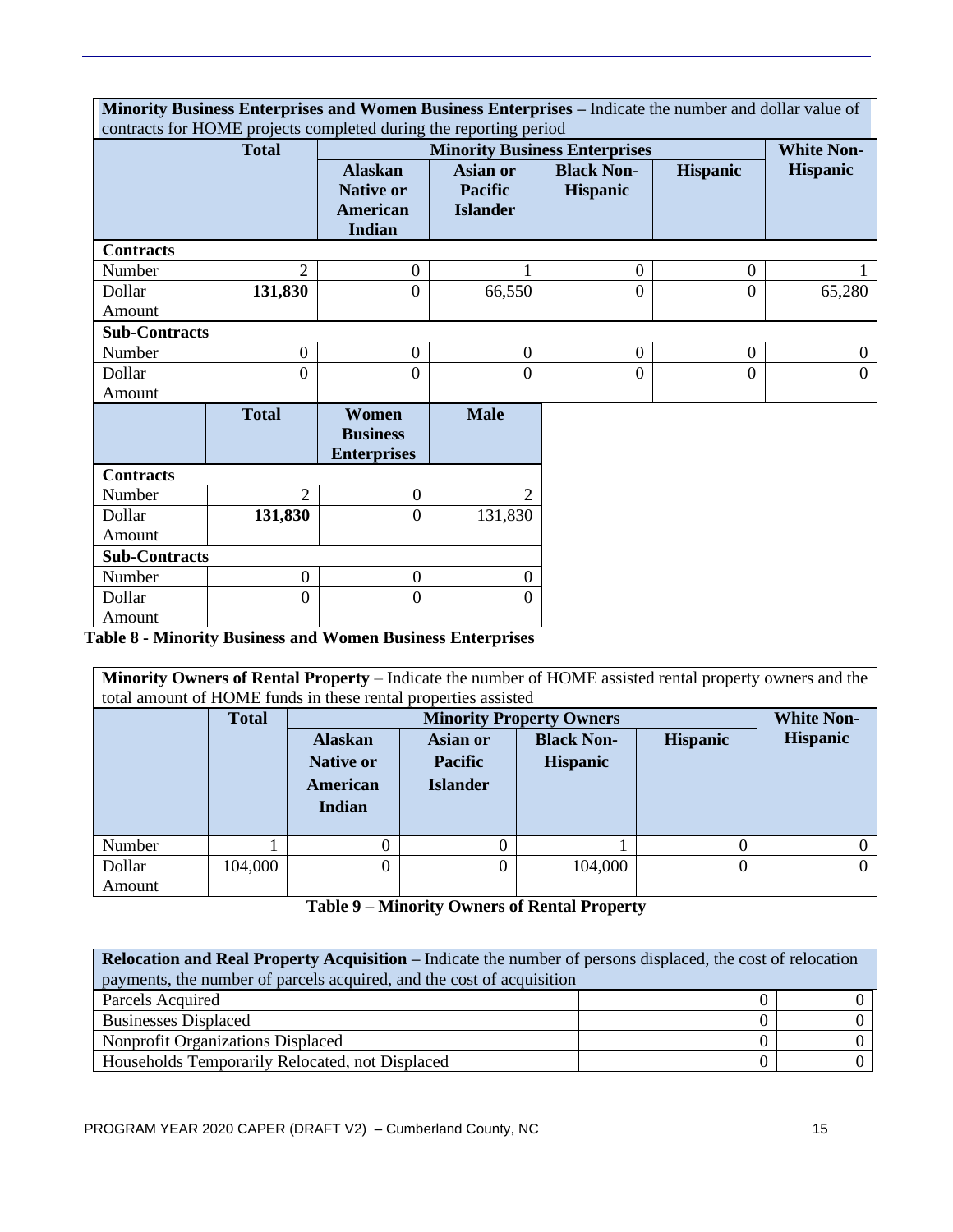**Minority Business Enterprises and Women Business Enterprises** – Indicate the number and dollar value of contracts for HOME projects completed during the reporting period

| | Total | Minority Business Enterprises | | | | White Non-Hispanic |
|---|---|---|---|---|---|---|
| | | Alaskan Native or American Indian | Asian or Pacific Islander | Black Non-Hispanic | Hispanic | |
| **Contracts** | | | | | | |
| Number | 2 | 0 | 1 | 0 | 0 | 1 |
| Dollar Amount | **131,830** | 0 | 66,550 | 0 | 0 | 65,280 |
| **Sub-Contracts** | | | | | | |
| Number | 0 | 0 | 0 | 0 | 0 | 0 |
| Dollar Amount | 0 | 0 | 0 | 0 | 0 | 0 |

| | Total | Women Business Enterprises | Male |
|---|---|---|---|
| **Contracts** | | | |
| Number | 2 | 0 | 2 |
| Dollar Amount | **131,830** | 0 | 131,830 |
| **Sub-Contracts** | | | |
| Number | 0 | 0 | 0 |
| Dollar Amount | 0 | 0 | 0 |

**Table 8 - Minority Business and Women Business Enterprises**

**Minority Owners of Rental Property** – Indicate the number of HOME assisted rental property owners and the total amount of HOME funds in these rental properties assisted

| | Total | Minority Property Owners | | | | White Non-Hispanic |
|---|---|---|---|---|---|---|
| | | Alaskan Native or American Indian | Asian or Pacific Islander | Black Non-Hispanic | Hispanic | |
| Number | 1 | 0 | 0 | 1 | 0 | 0 |
| Dollar Amount | 104,000 | 0 | 0 | 104,000 | 0 | 0 |

**Table 9 – Minority Owners of Rental Property**

**Relocation and Real Property Acquisition** – Indicate the number of persons displaced, the cost of relocation payments, the number of parcels acquired, and the cost of acquisition

| | | |
|---|---|---|
| Parcels Acquired | 0 | 0 |
| Businesses Displaced | 0 | 0 |
| Nonprofit Organizations Displaced | 0 | 0 |
| Households Temporarily Relocated, not Displaced | 0 | 0 |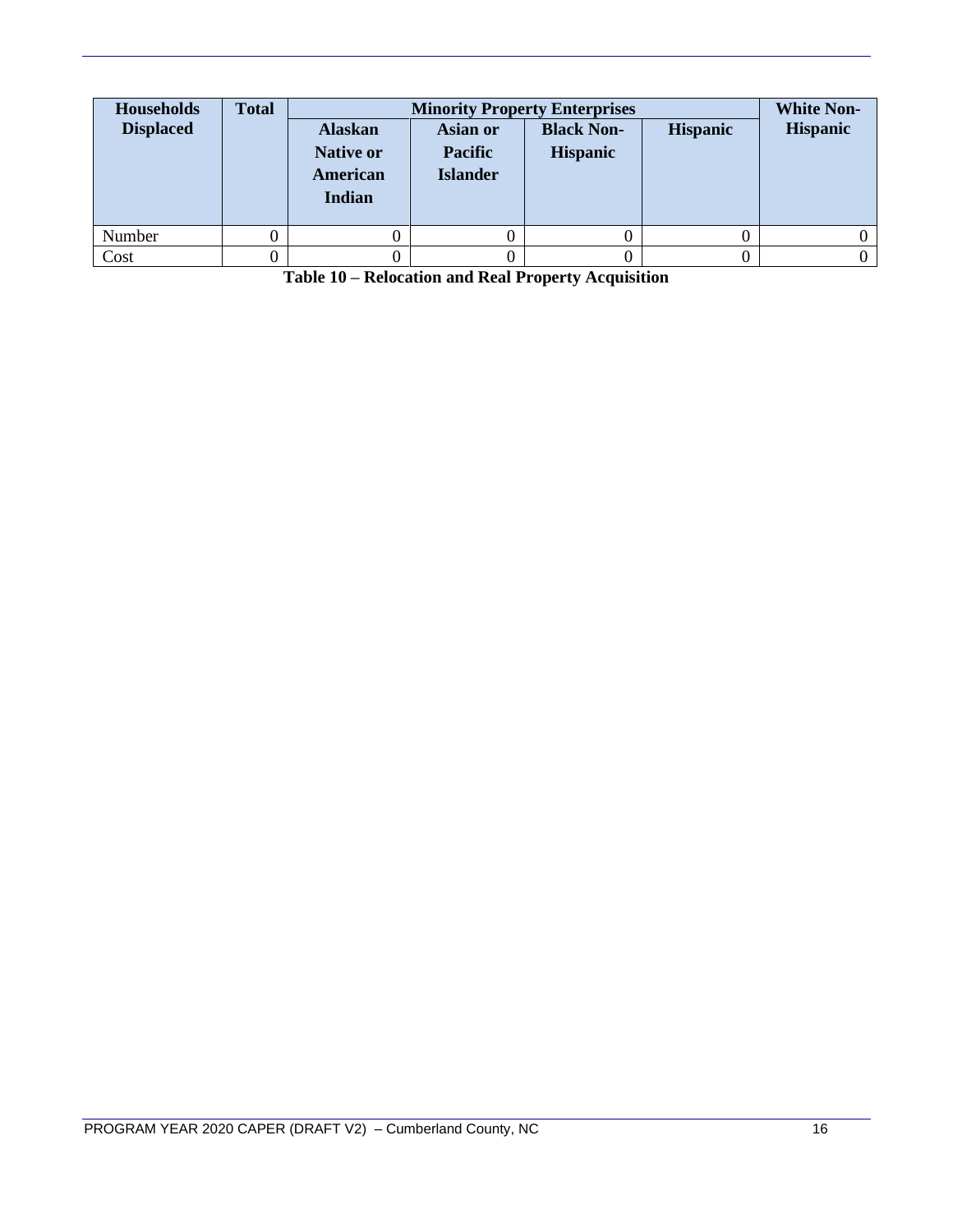| Households Displaced | Total | Minority Property Enterprises | | | | White Non-Hispanic |
|---|---|---|---|---|---|---|
| | | Alaskan Native or American Indian | Asian or Pacific Islander | Black Non-Hispanic | Hispanic | |
| Number | 0 | 0 | 0 | 0 | 0 | 0 |
| Cost | 0 | 0 | 0 | 0 | 0 | 0 |

**Table 10 – Relocation and Real Property Acquisition**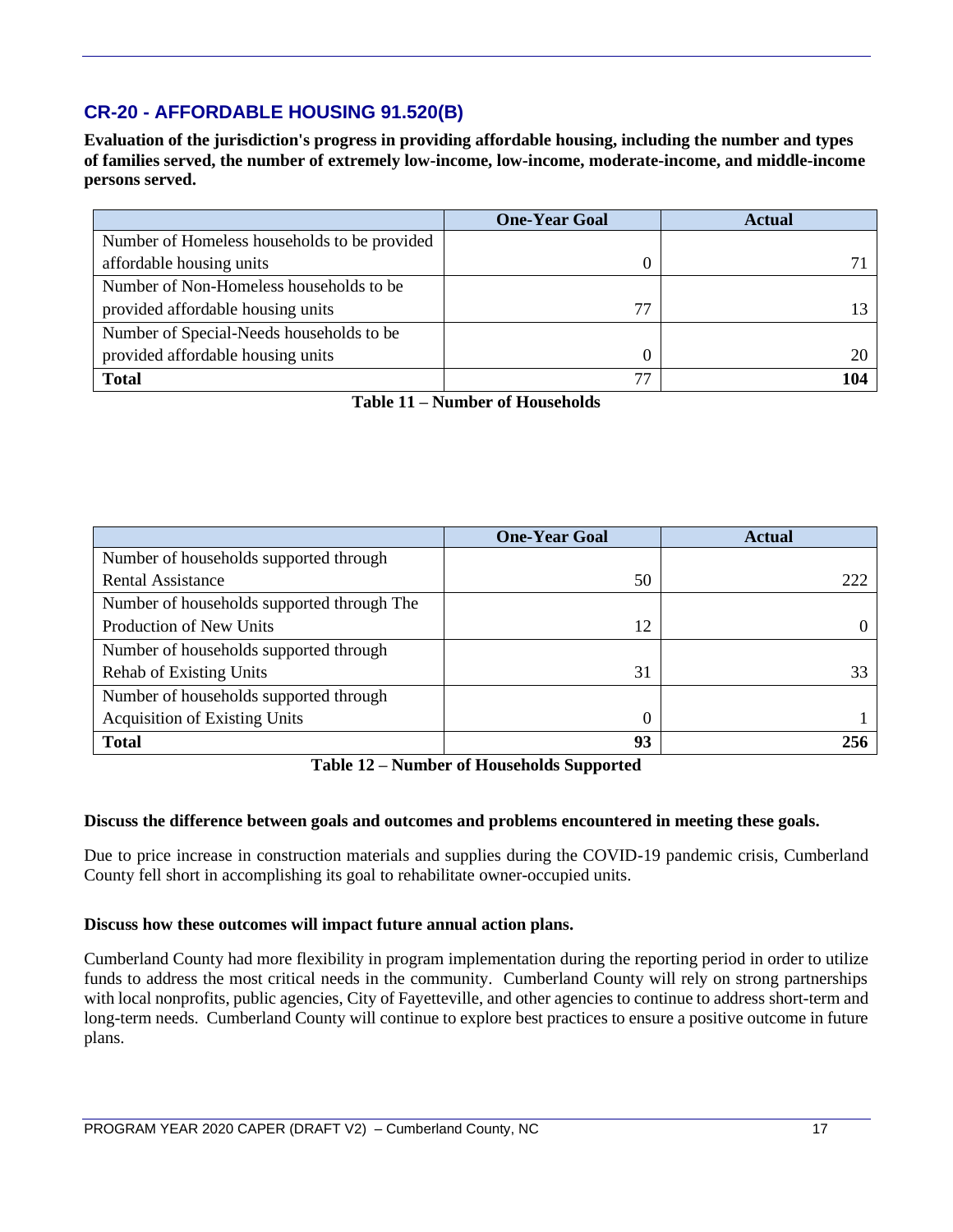## CR-20 - AFFORDABLE HOUSING 91.520(B)

**Evaluation of the jurisdiction's progress in providing affordable housing, including the number and types of families served, the number of extremely low-income, low-income, moderate-income, and middle-income persons served.**

| | One-Year Goal | Actual |
|---|---|---|
| Number of Homeless households to be provided affordable housing units | 0 | 71 |
| Number of Non-Homeless households to be provided affordable housing units | 77 | 13 |
| Number of Special-Needs households to be provided affordable housing units | 0 | 20 |
| **Total** | 77 | **104** |

**Table 11 – Number of Households**

| | One-Year Goal | Actual |
|---|---|---|
| Number of households supported through Rental Assistance | 50 | 222 |
| Number of households supported through The Production of New Units | 12 | 0 |
| Number of households supported through Rehab of Existing Units | 31 | 33 |
| Number of households supported through Acquisition of Existing Units | 0 | 1 |
| **Total** | **93** | **256** |

**Table 12 – Number of Households Supported**

**Discuss the difference between goals and outcomes and problems encountered in meeting these goals.**

Due to price increase in construction materials and supplies during the COVID-19 pandemic crisis, Cumberland County fell short in accomplishing its goal to rehabilitate owner-occupied units.

**Discuss how these outcomes will impact future annual action plans.**

Cumberland County had more flexibility in program implementation during the reporting period in order to utilize funds to address the most critical needs in the community. Cumberland County will rely on strong partnerships with local nonprofits, public agencies, City of Fayetteville, and other agencies to continue to address short-term and long-term needs. Cumberland County will continue to explore best practices to ensure a positive outcome in future plans.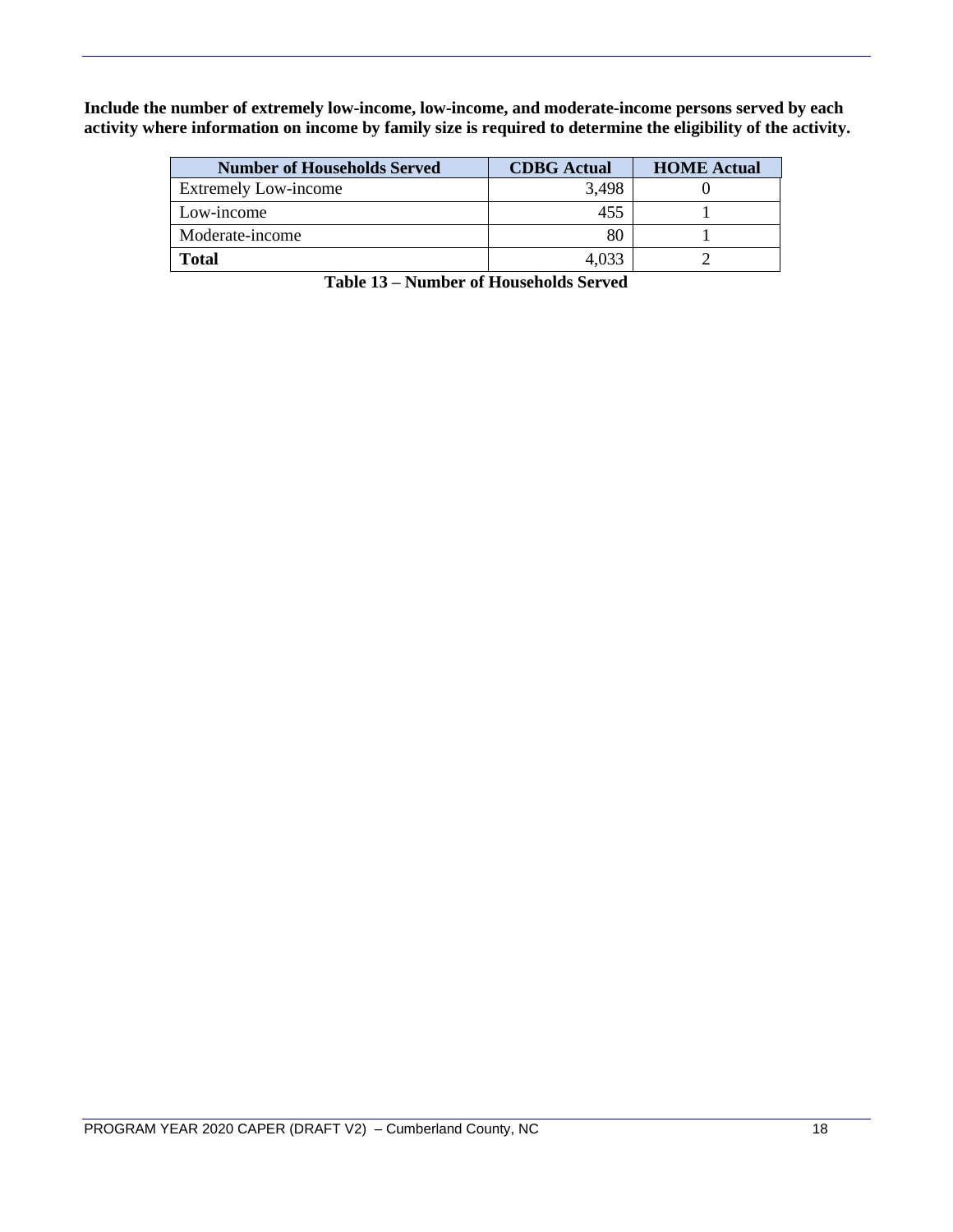**Include the number of extremely low-income, low-income, and moderate-income persons served by each activity where information on income by family size is required to determine the eligibility of the activity.**

| Number of Households Served | CDBG Actual | HOME Actual |
|---|---|---|
| Extremely Low-income | 3,498 | 0 |
| Low-income | 455 | 1 |
| Moderate-income | 80 | 1 |
| **Total** | 4,033 | 2 |

**Table 13 – Number of Households Served**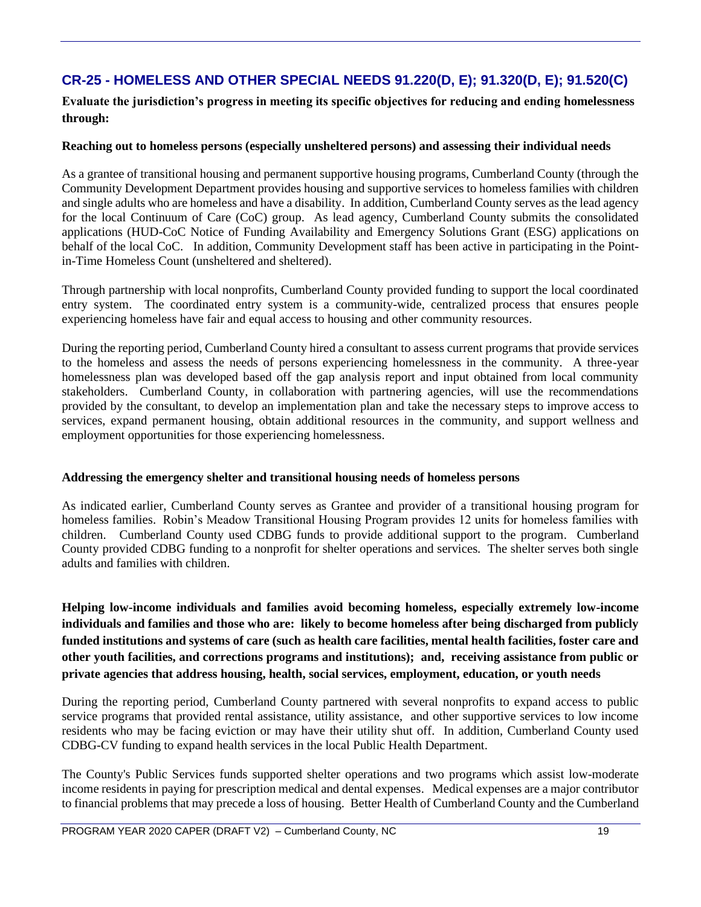## CR-25 - HOMELESS AND OTHER SPECIAL NEEDS 91.220(D, E); 91.320(D, E); 91.520(C)

**Evaluate the jurisdiction's progress in meeting its specific objectives for reducing and ending homelessness through:**

**Reaching out to homeless persons (especially unsheltered persons) and assessing their individual needs**

As a grantee of transitional housing and permanent supportive housing programs, Cumberland County (through the Community Development Department provides housing and supportive services to homeless families with children and single adults who are homeless and have a disability. In addition, Cumberland County serves as the lead agency for the local Continuum of Care (CoC) group. As lead agency, Cumberland County submits the consolidated applications (HUD-CoC Notice of Funding Availability and Emergency Solutions Grant (ESG) applications on behalf of the local CoC. In addition, Community Development staff has been active in participating in the Point-in-Time Homeless Count (unsheltered and sheltered).

Through partnership with local nonprofits, Cumberland County provided funding to support the local coordinated entry system. The coordinated entry system is a community-wide, centralized process that ensures people experiencing homeless have fair and equal access to housing and other community resources.

During the reporting period, Cumberland County hired a consultant to assess current programs that provide services to the homeless and assess the needs of persons experiencing homelessness in the community. A three-year homelessness plan was developed based off the gap analysis report and input obtained from local community stakeholders. Cumberland County, in collaboration with partnering agencies, will use the recommendations provided by the consultant, to develop an implementation plan and take the necessary steps to improve access to services, expand permanent housing, obtain additional resources in the community, and support wellness and employment opportunities for those experiencing homelessness.

**Addressing the emergency shelter and transitional housing needs of homeless persons**

As indicated earlier, Cumberland County serves as Grantee and provider of a transitional housing program for homeless families. Robin's Meadow Transitional Housing Program provides 12 units for homeless families with children. Cumberland County used CDBG funds to provide additional support to the program. Cumberland County provided CDBG funding to a nonprofit for shelter operations and services. The shelter serves both single adults and families with children.

**Helping low-income individuals and families avoid becoming homeless, especially extremely low-income individuals and families and those who are: likely to become homeless after being discharged from publicly funded institutions and systems of care (such as health care facilities, mental health facilities, foster care and other youth facilities, and corrections programs and institutions); and, receiving assistance from public or private agencies that address housing, health, social services, employment, education, or youth needs**

During the reporting period, Cumberland County partnered with several nonprofits to expand access to public service programs that provided rental assistance, utility assistance, and other supportive services to low income residents who may be facing eviction or may have their utility shut off. In addition, Cumberland County used CDBG-CV funding to expand health services in the local Public Health Department.

The County's Public Services funds supported shelter operations and two programs which assist low-moderate income residents in paying for prescription medical and dental expenses. Medical expenses are a major contributor to financial problems that may precede a loss of housing. Better Health of Cumberland County and the Cumberland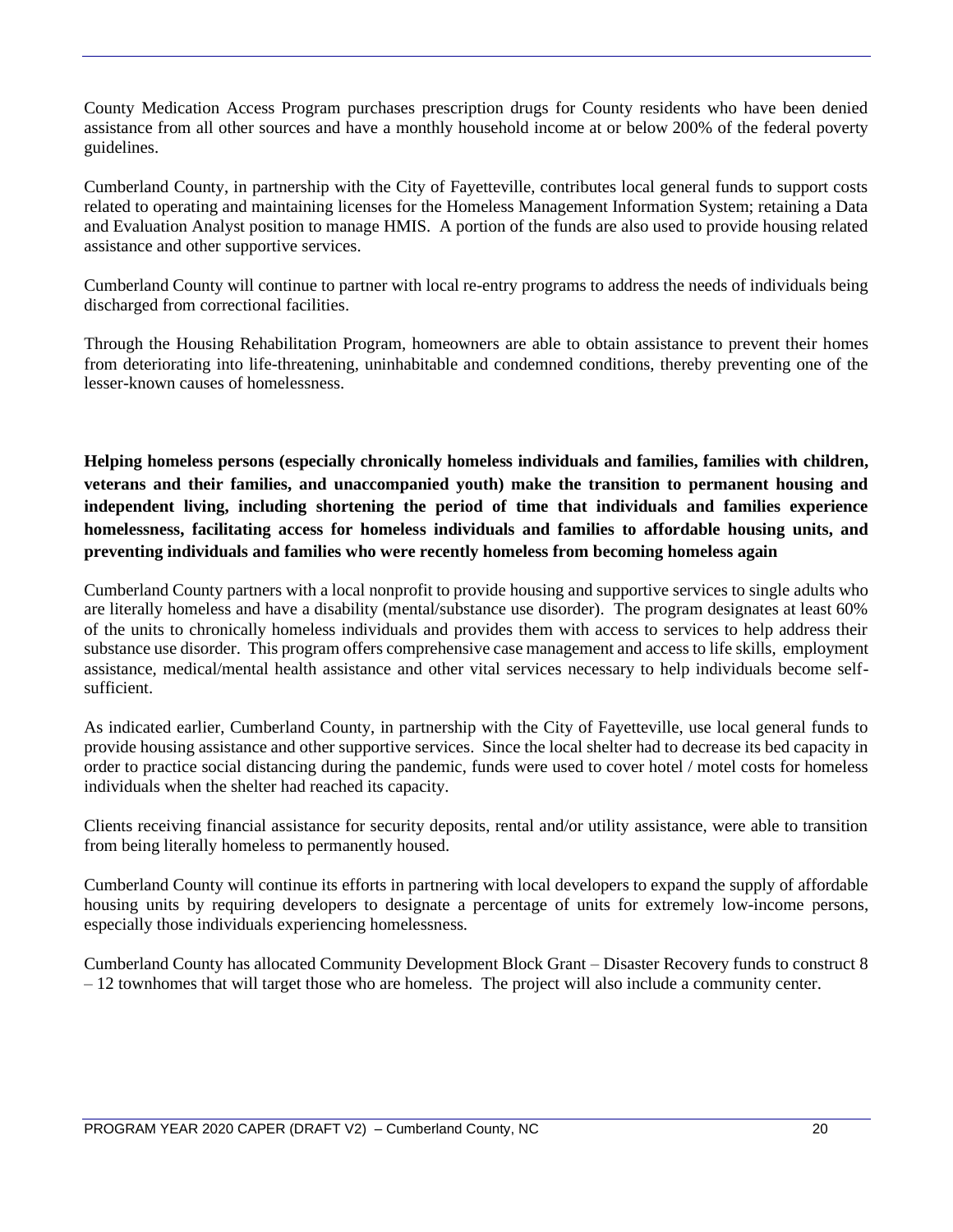County Medication Access Program purchases prescription drugs for County residents who have been denied assistance from all other sources and have a monthly household income at or below 200% of the federal poverty guidelines.

Cumberland County, in partnership with the City of Fayetteville, contributes local general funds to support costs related to operating and maintaining licenses for the Homeless Management Information System; retaining a Data and Evaluation Analyst position to manage HMIS. A portion of the funds are also used to provide housing related assistance and other supportive services.

Cumberland County will continue to partner with local re-entry programs to address the needs of individuals being discharged from correctional facilities.

Through the Housing Rehabilitation Program, homeowners are able to obtain assistance to prevent their homes from deteriorating into life-threatening, uninhabitable and condemned conditions, thereby preventing one of the lesser-known causes of homelessness.

**Helping homeless persons (especially chronically homeless individuals and families, families with children, veterans and their families, and unaccompanied youth) make the transition to permanent housing and independent living, including shortening the period of time that individuals and families experience homelessness, facilitating access for homeless individuals and families to affordable housing units, and preventing individuals and families who were recently homeless from becoming homeless again**

Cumberland County partners with a local nonprofit to provide housing and supportive services to single adults who are literally homeless and have a disability (mental/substance use disorder). The program designates at least 60% of the units to chronically homeless individuals and provides them with access to services to help address their substance use disorder. This program offers comprehensive case management and access to life skills, employment assistance, medical/mental health assistance and other vital services necessary to help individuals become self-sufficient.

As indicated earlier, Cumberland County, in partnership with the City of Fayetteville, use local general funds to provide housing assistance and other supportive services. Since the local shelter had to decrease its bed capacity in order to practice social distancing during the pandemic, funds were used to cover hotel / motel costs for homeless individuals when the shelter had reached its capacity.

Clients receiving financial assistance for security deposits, rental and/or utility assistance, were able to transition from being literally homeless to permanently housed.

Cumberland County will continue its efforts in partnering with local developers to expand the supply of affordable housing units by requiring developers to designate a percentage of units for extremely low-income persons, especially those individuals experiencing homelessness.

Cumberland County has allocated Community Development Block Grant – Disaster Recovery funds to construct 8 – 12 townhomes that will target those who are homeless. The project will also include a community center.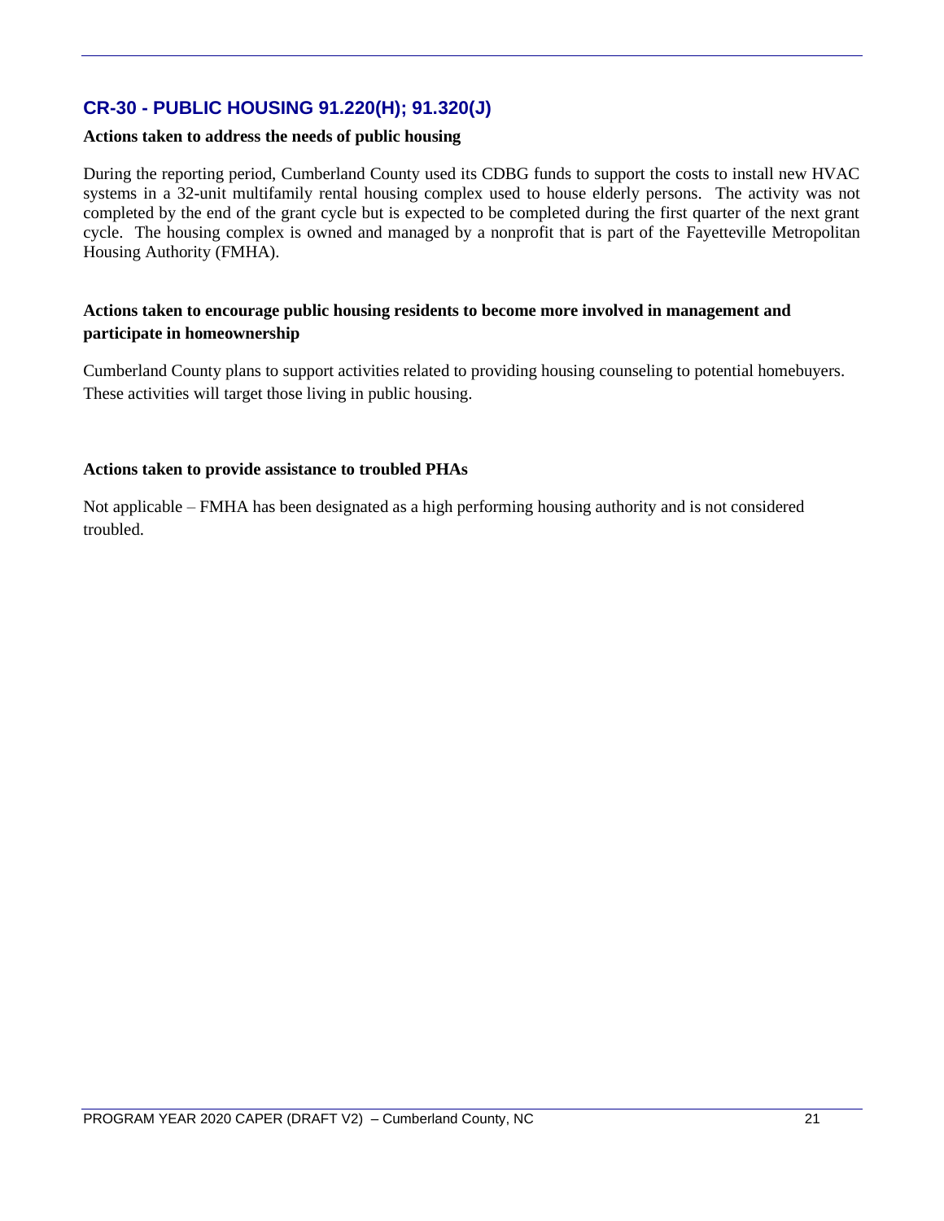## CR-30 - PUBLIC HOUSING 91.220(H); 91.320(J)

**Actions taken to address the needs of public housing**

During the reporting period, Cumberland County used its CDBG funds to support the costs to install new HVAC systems in a 32-unit multifamily rental housing complex used to house elderly persons. The activity was not completed by the end of the grant cycle but is expected to be completed during the first quarter of the next grant cycle. The housing complex is owned and managed by a nonprofit that is part of the Fayetteville Metropolitan Housing Authority (FMHA).

**Actions taken to encourage public housing residents to become more involved in management and participate in homeownership**

Cumberland County plans to support activities related to providing housing counseling to potential homebuyers. These activities will target those living in public housing.

**Actions taken to provide assistance to troubled PHAs**

Not applicable – FMHA has been designated as a high performing housing authority and is not considered troubled.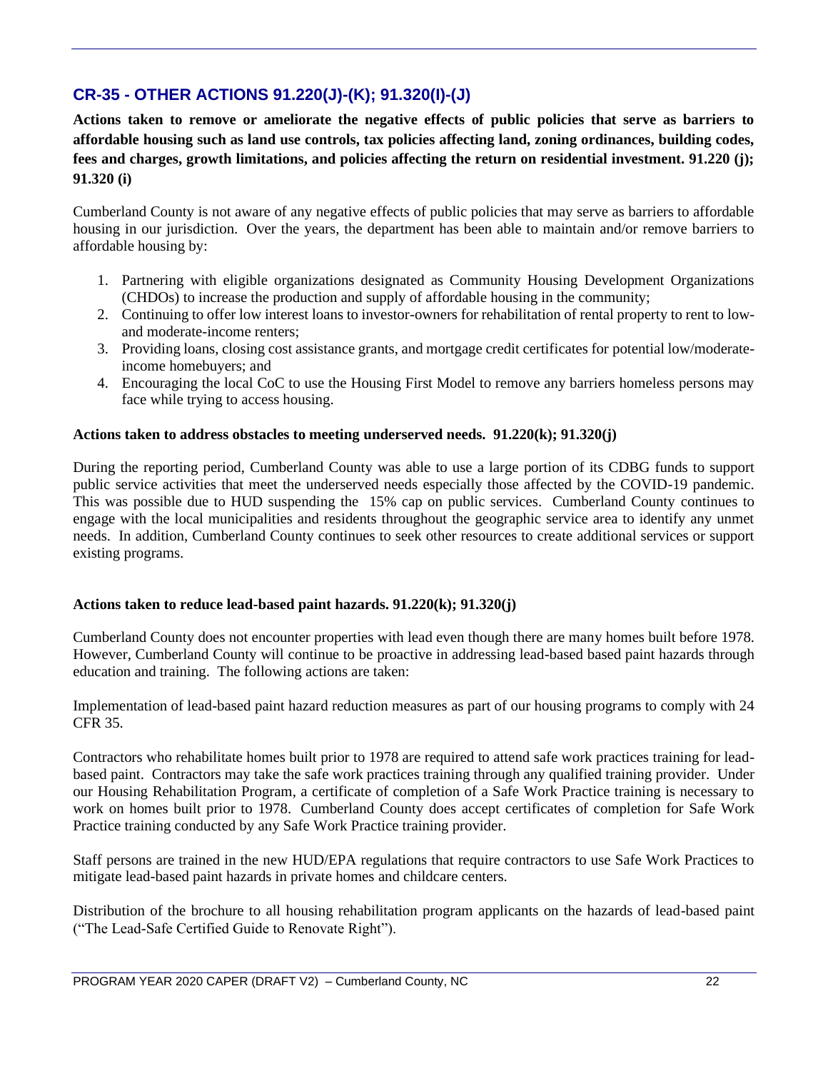## CR-35 - OTHER ACTIONS 91.220(J)-(K); 91.320(I)-(J)

**Actions taken to remove or ameliorate the negative effects of public policies that serve as barriers to affordable housing such as land use controls, tax policies affecting land, zoning ordinances, building codes, fees and charges, growth limitations, and policies affecting the return on residential investment. 91.220 (j); 91.320 (i)**

Cumberland County is not aware of any negative effects of public policies that may serve as barriers to affordable housing in our jurisdiction. Over the years, the department has been able to maintain and/or remove barriers to affordable housing by:

1. Partnering with eligible organizations designated as Community Housing Development Organizations (CHDOs) to increase the production and supply of affordable housing in the community;
2. Continuing to offer low interest loans to investor-owners for rehabilitation of rental property to rent to low- and moderate-income renters;
3. Providing loans, closing cost assistance grants, and mortgage credit certificates for potential low/moderate-income homebuyers; and
4. Encouraging the local CoC to use the Housing First Model to remove any barriers homeless persons may face while trying to access housing.

**Actions taken to address obstacles to meeting underserved needs. 91.220(k); 91.320(j)**

During the reporting period, Cumberland County was able to use a large portion of its CDBG funds to support public service activities that meet the underserved needs especially those affected by the COVID-19 pandemic. This was possible due to HUD suspending the 15% cap on public services. Cumberland County continues to engage with the local municipalities and residents throughout the geographic service area to identify any unmet needs. In addition, Cumberland County continues to seek other resources to create additional services or support existing programs.

**Actions taken to reduce lead-based paint hazards. 91.220(k); 91.320(j)**

Cumberland County does not encounter properties with lead even though there are many homes built before 1978. However, Cumberland County will continue to be proactive in addressing lead-based based paint hazards through education and training. The following actions are taken:

Implementation of lead-based paint hazard reduction measures as part of our housing programs to comply with 24 CFR 35.

Contractors who rehabilitate homes built prior to 1978 are required to attend safe work practices training for lead-based paint. Contractors may take the safe work practices training through any qualified training provider. Under our Housing Rehabilitation Program, a certificate of completion of a Safe Work Practice training is necessary to work on homes built prior to 1978. Cumberland County does accept certificates of completion for Safe Work Practice training conducted by any Safe Work Practice training provider.

Staff persons are trained in the new HUD/EPA regulations that require contractors to use Safe Work Practices to mitigate lead-based paint hazards in private homes and childcare centers.

Distribution of the brochure to all housing rehabilitation program applicants on the hazards of lead-based paint ("The Lead-Safe Certified Guide to Renovate Right").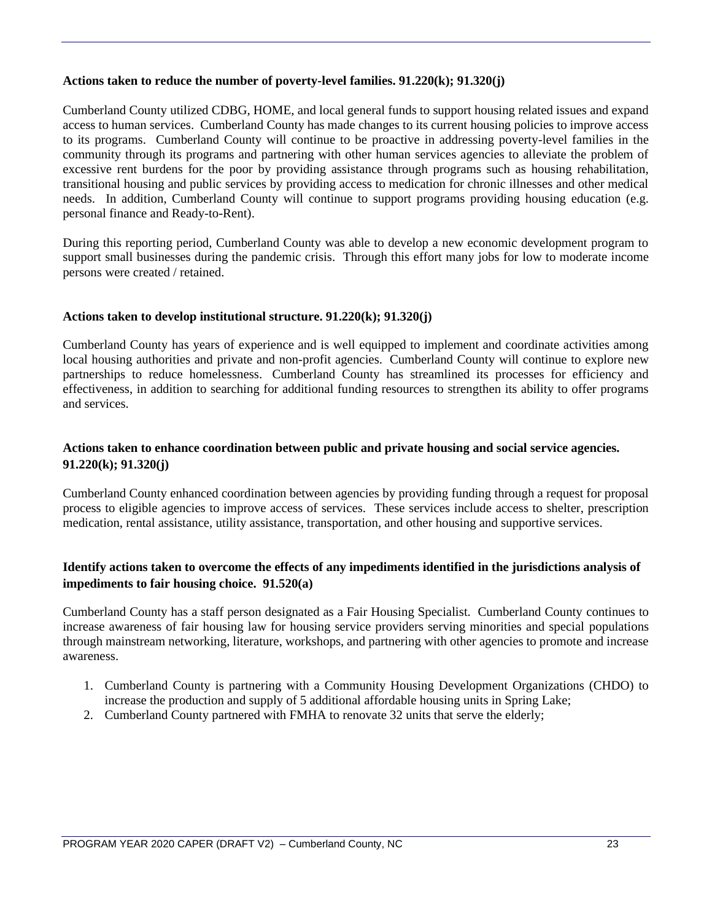**Actions taken to reduce the number of poverty-level families. 91.220(k); 91.320(j)**

Cumberland County utilized CDBG, HOME, and local general funds to support housing related issues and expand access to human services. Cumberland County has made changes to its current housing policies to improve access to its programs. Cumberland County will continue to be proactive in addressing poverty-level families in the community through its programs and partnering with other human services agencies to alleviate the problem of excessive rent burdens for the poor by providing assistance through programs such as housing rehabilitation, transitional housing and public services by providing access to medication for chronic illnesses and other medical needs. In addition, Cumberland County will continue to support programs providing housing education (e.g. personal finance and Ready-to-Rent).

During this reporting period, Cumberland County was able to develop a new economic development program to support small businesses during the pandemic crisis. Through this effort many jobs for low to moderate income persons were created / retained.

**Actions taken to develop institutional structure. 91.220(k); 91.320(j)**

Cumberland County has years of experience and is well equipped to implement and coordinate activities among local housing authorities and private and non-profit agencies. Cumberland County will continue to explore new partnerships to reduce homelessness. Cumberland County has streamlined its processes for efficiency and effectiveness, in addition to searching for additional funding resources to strengthen its ability to offer programs and services.

**Actions taken to enhance coordination between public and private housing and social service agencies. 91.220(k); 91.320(j)**

Cumberland County enhanced coordination between agencies by providing funding through a request for proposal process to eligible agencies to improve access of services. These services include access to shelter, prescription medication, rental assistance, utility assistance, transportation, and other housing and supportive services.

**Identify actions taken to overcome the effects of any impediments identified in the jurisdictions analysis of impediments to fair housing choice. 91.520(a)**

Cumberland County has a staff person designated as a Fair Housing Specialist. Cumberland County continues to increase awareness of fair housing law for housing service providers serving minorities and special populations through mainstream networking, literature, workshops, and partnering with other agencies to promote and increase awareness.

1. Cumberland County is partnering with a Community Housing Development Organizations (CHDO) to increase the production and supply of 5 additional affordable housing units in Spring Lake;
2. Cumberland County partnered with FMHA to renovate 32 units that serve the elderly;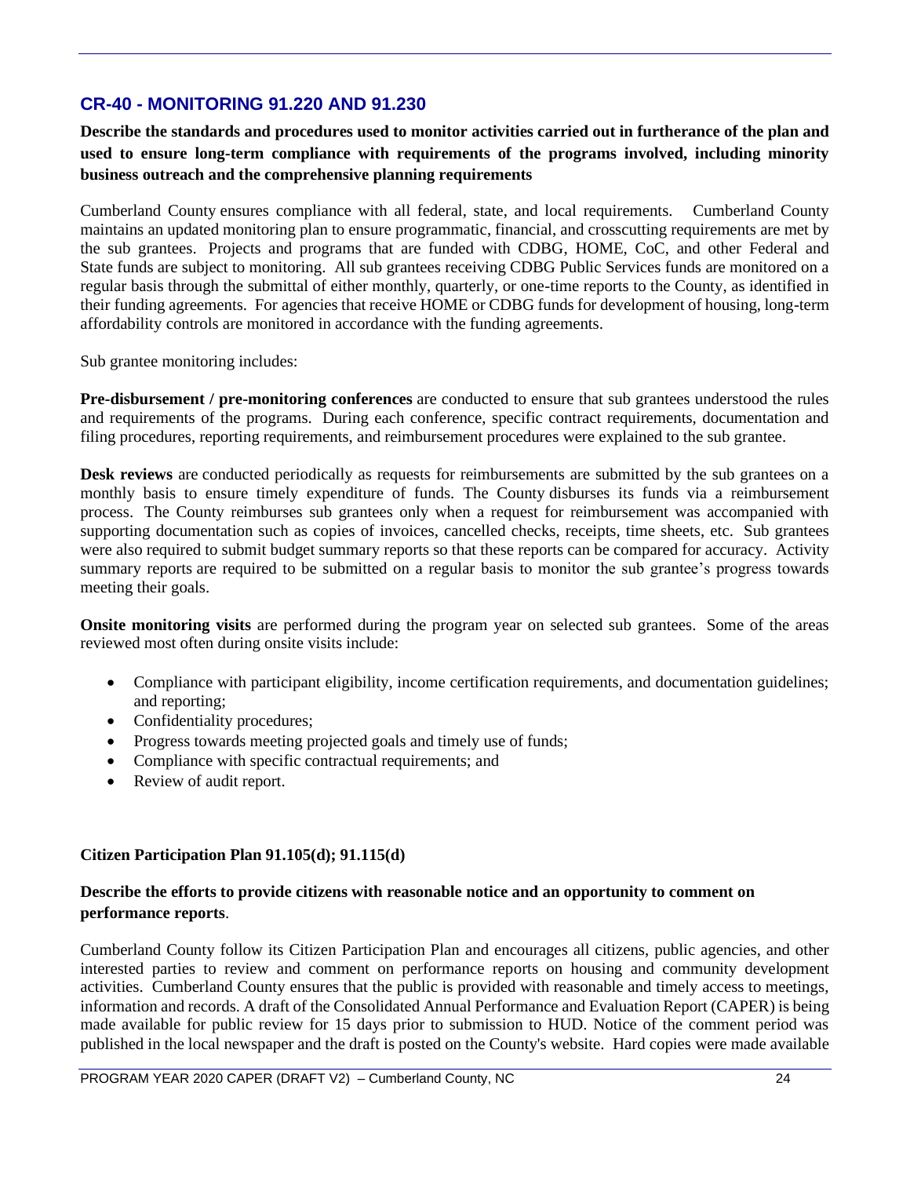## CR-40 - MONITORING 91.220 AND 91.230

**Describe the standards and procedures used to monitor activities carried out in furtherance of the plan and used to ensure long-term compliance with requirements of the programs involved, including minority business outreach and the comprehensive planning requirements**

Cumberland County ensures compliance with all federal, state, and local requirements. Cumberland County maintains an updated monitoring plan to ensure programmatic, financial, and crosscutting requirements are met by the sub grantees. Projects and programs that are funded with CDBG, HOME, CoC, and other Federal and State funds are subject to monitoring. All sub grantees receiving CDBG Public Services funds are monitored on a regular basis through the submittal of either monthly, quarterly, or one-time reports to the County, as identified in their funding agreements. For agencies that receive HOME or CDBG funds for development of housing, long-term affordability controls are monitored in accordance with the funding agreements.

Sub grantee monitoring includes:

**Pre-disbursement / pre-monitoring conferences** are conducted to ensure that sub grantees understood the rules and requirements of the programs. During each conference, specific contract requirements, documentation and filing procedures, reporting requirements, and reimbursement procedures were explained to the sub grantee.

**Desk reviews** are conducted periodically as requests for reimbursements are submitted by the sub grantees on a monthly basis to ensure timely expenditure of funds. The County disburses its funds via a reimbursement process. The County reimburses sub grantees only when a request for reimbursement was accompanied with supporting documentation such as copies of invoices, cancelled checks, receipts, time sheets, etc. Sub grantees were also required to submit budget summary reports so that these reports can be compared for accuracy. Activity summary reports are required to be submitted on a regular basis to monitor the sub grantee's progress towards meeting their goals.

**Onsite monitoring visits** are performed during the program year on selected sub grantees. Some of the areas reviewed most often during onsite visits include:

- Compliance with participant eligibility, income certification requirements, and documentation guidelines; and reporting;
- Confidentiality procedures;
- Progress towards meeting projected goals and timely use of funds;
- Compliance with specific contractual requirements; and
- Review of audit report.

**Citizen Participation Plan 91.105(d); 91.115(d)**

**Describe the efforts to provide citizens with reasonable notice and an opportunity to comment on performance reports**.

Cumberland County follow its Citizen Participation Plan and encourages all citizens, public agencies, and other interested parties to review and comment on performance reports on housing and community development activities. Cumberland County ensures that the public is provided with reasonable and timely access to meetings, information and records. A draft of the Consolidated Annual Performance and Evaluation Report (CAPER) is being made available for public review for 15 days prior to submission to HUD. Notice of the comment period was published in the local newspaper and the draft is posted on the County's website. Hard copies were made available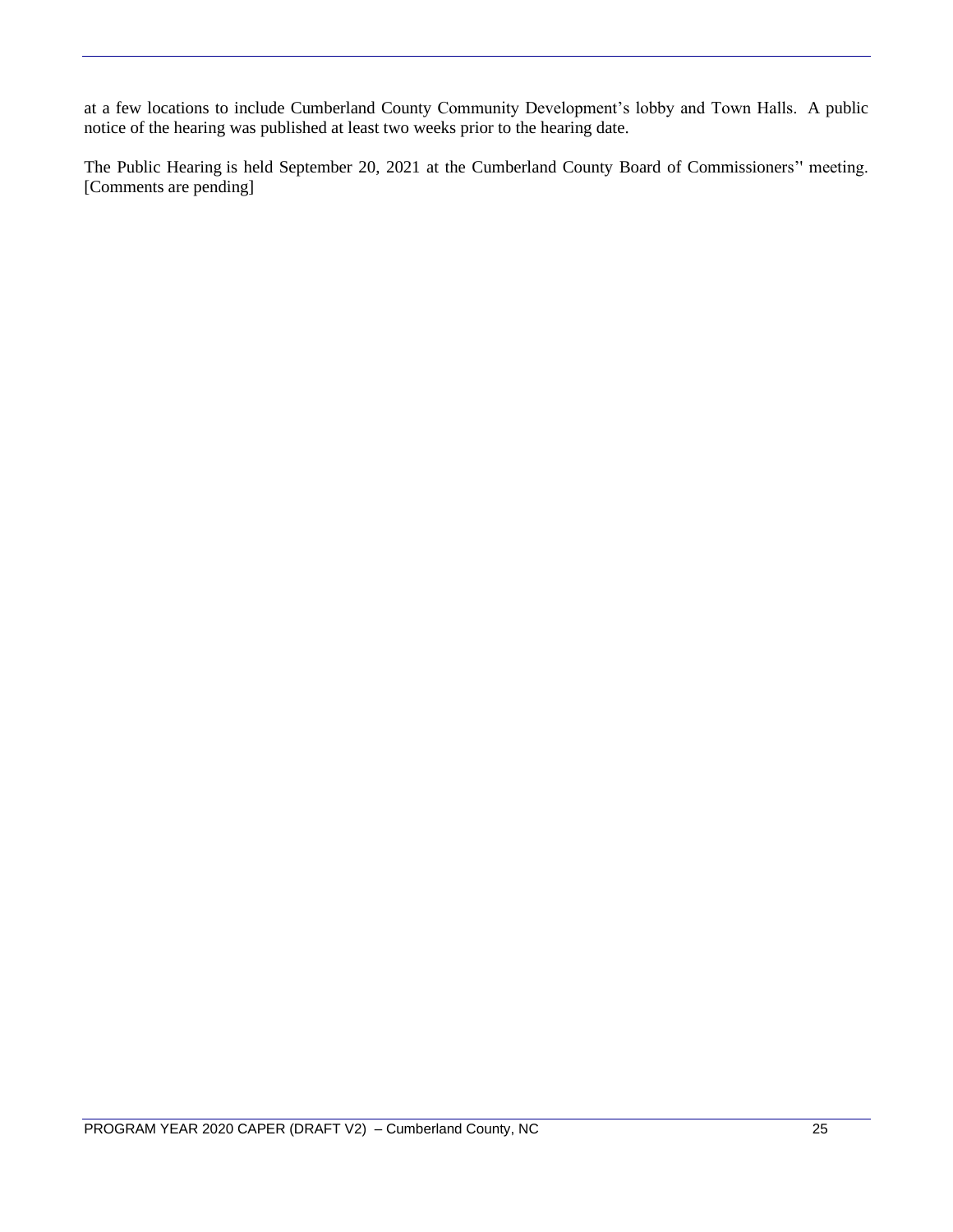at a few locations to include Cumberland County Community Development's lobby and Town Halls. A public notice of the hearing was published at least two weeks prior to the hearing date.

The Public Hearing is held September 20, 2021 at the Cumberland County Board of Commissioners'' meeting. [Comments are pending]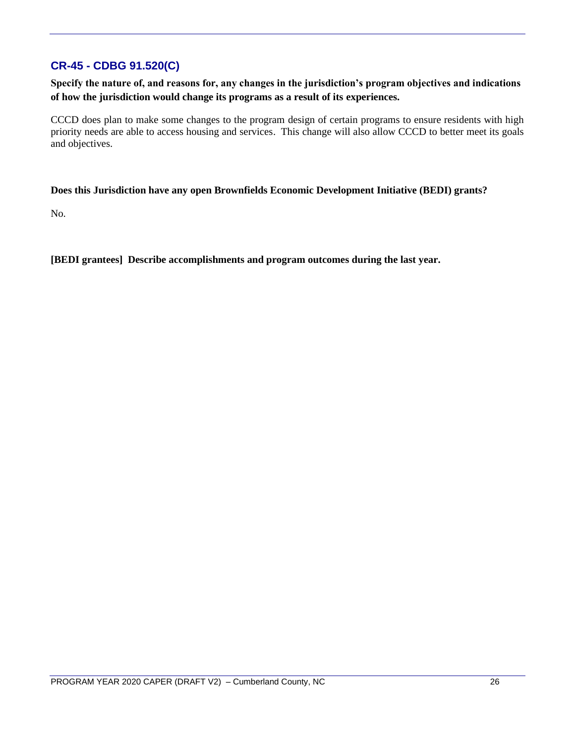## CR-45 - CDBG 91.520(C)

**Specify the nature of, and reasons for, any changes in the jurisdiction's program objectives and indications of how the jurisdiction would change its programs as a result of its experiences.**

CCCD does plan to make some changes to the program design of certain programs to ensure residents with high priority needs are able to access housing and services. This change will also allow CCCD to better meet its goals and objectives.

**Does this Jurisdiction have any open Brownfields Economic Development Initiative (BEDI) grants?**

No.

**[BEDI grantees] Describe accomplishments and program outcomes during the last year.**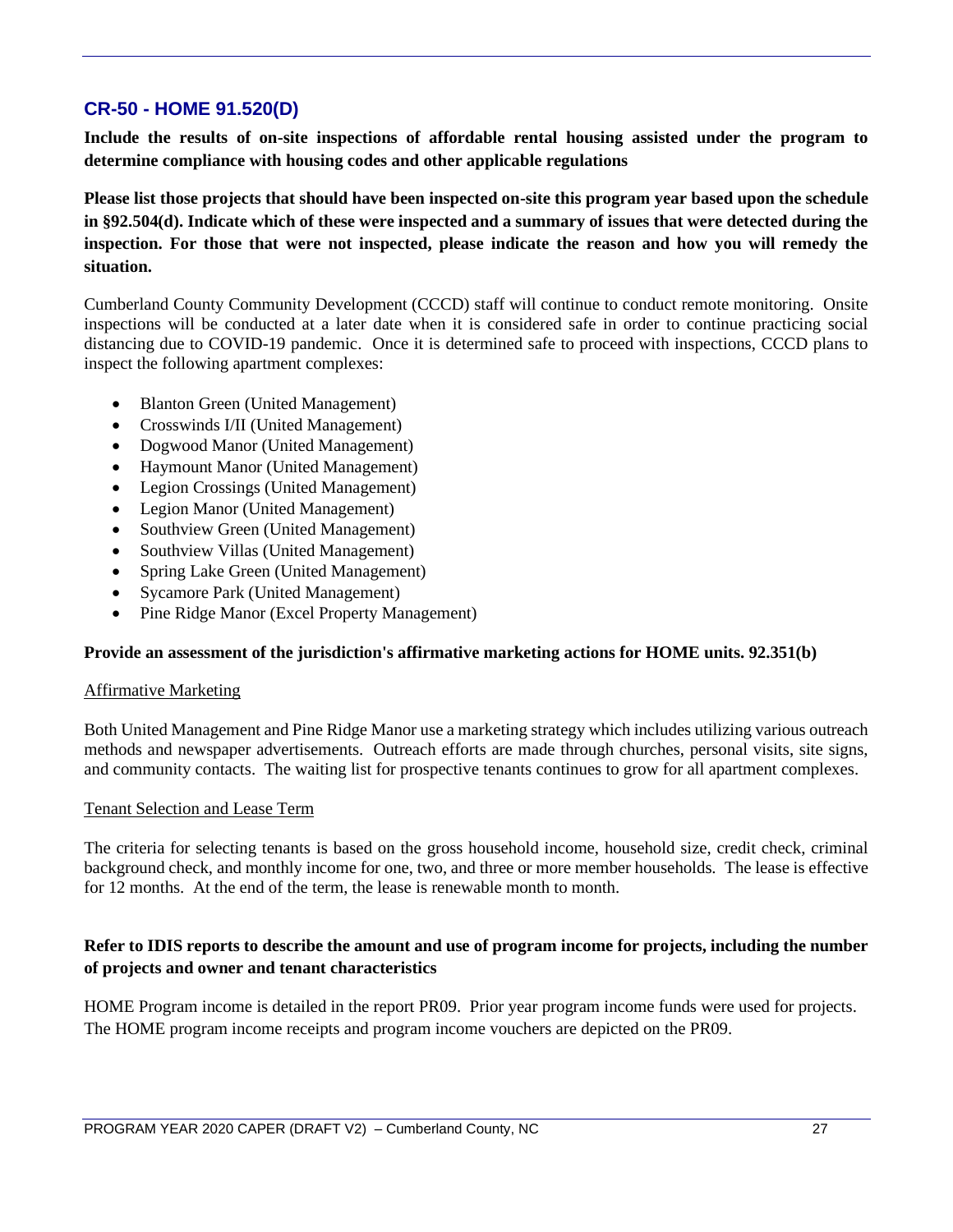## CR-50 - HOME 91.520(D)

**Include the results of on-site inspections of affordable rental housing assisted under the program to determine compliance with housing codes and other applicable regulations**

**Please list those projects that should have been inspected on-site this program year based upon the schedule in §92.504(d). Indicate which of these were inspected and a summary of issues that were detected during the inspection. For those that were not inspected, please indicate the reason and how you will remedy the situation.**

Cumberland County Community Development (CCCD) staff will continue to conduct remote monitoring. Onsite inspections will be conducted at a later date when it is considered safe in order to continue practicing social distancing due to COVID-19 pandemic. Once it is determined safe to proceed with inspections, CCCD plans to inspect the following apartment complexes:

- Blanton Green (United Management)
- Crosswinds I/II (United Management)
- Dogwood Manor (United Management)
- Haymount Manor (United Management)
- Legion Crossings (United Management)
- Legion Manor (United Management)
- Southview Green (United Management)
- Southview Villas (United Management)
- Spring Lake Green (United Management)
- Sycamore Park (United Management)
- Pine Ridge Manor (Excel Property Management)

**Provide an assessment of the jurisdiction's affirmative marketing actions for HOME units. 92.351(b)**

<u>Affirmative Marketing</u>

Both United Management and Pine Ridge Manor use a marketing strategy which includes utilizing various outreach methods and newspaper advertisements. Outreach efforts are made through churches, personal visits, site signs, and community contacts. The waiting list for prospective tenants continues to grow for all apartment complexes.

<u>Tenant Selection and Lease Term</u>

The criteria for selecting tenants is based on the gross household income, household size, credit check, criminal background check, and monthly income for one, two, and three or more member households. The lease is effective for 12 months. At the end of the term, the lease is renewable month to month.

**Refer to IDIS reports to describe the amount and use of program income for projects, including the number of projects and owner and tenant characteristics**

HOME Program income is detailed in the report PR09. Prior year program income funds were used for projects. The HOME program income receipts and program income vouchers are depicted on the PR09.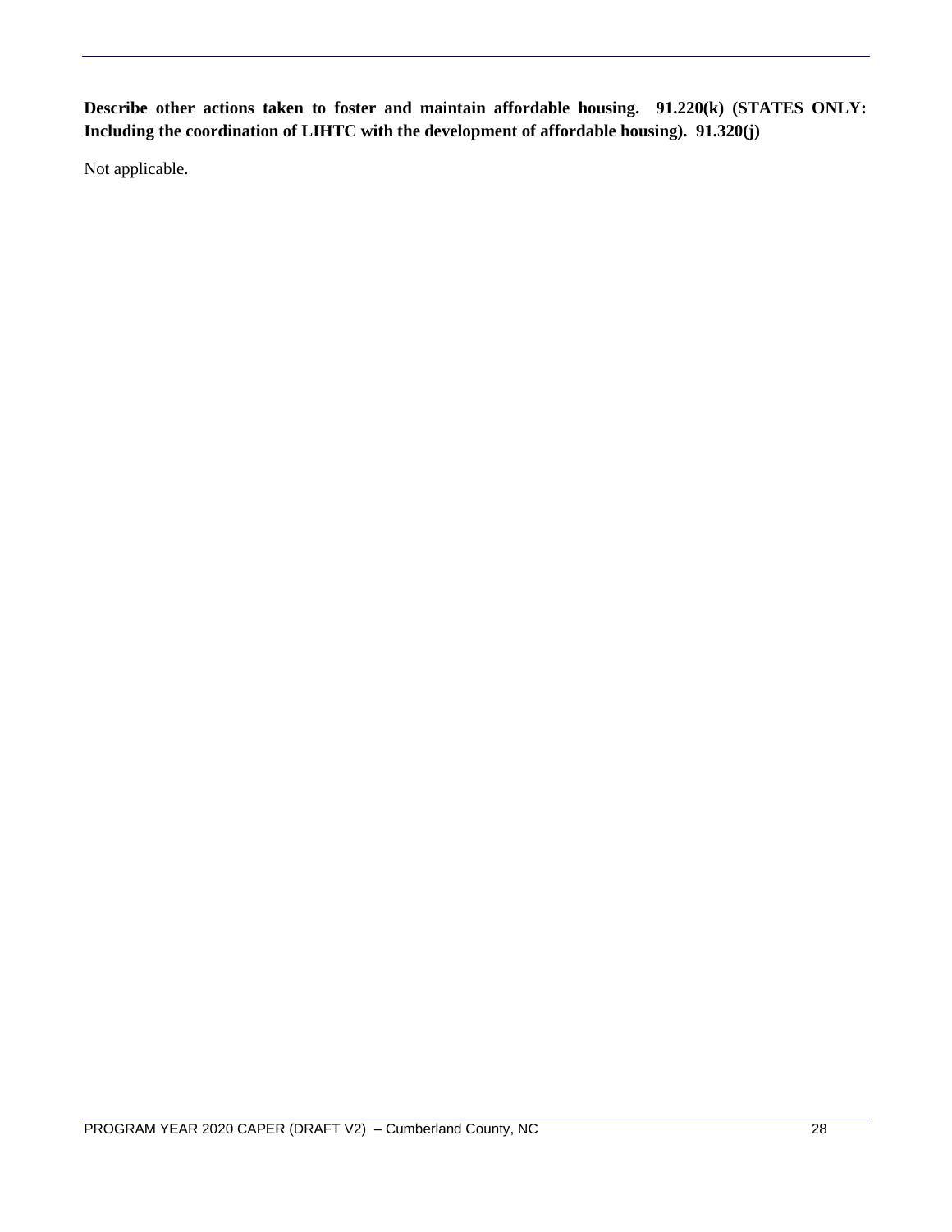**Describe other actions taken to foster and maintain affordable housing. 91.220(k) (STATES ONLY: Including the coordination of LIHTC with the development of affordable housing). 91.320(j)**

Not applicable.